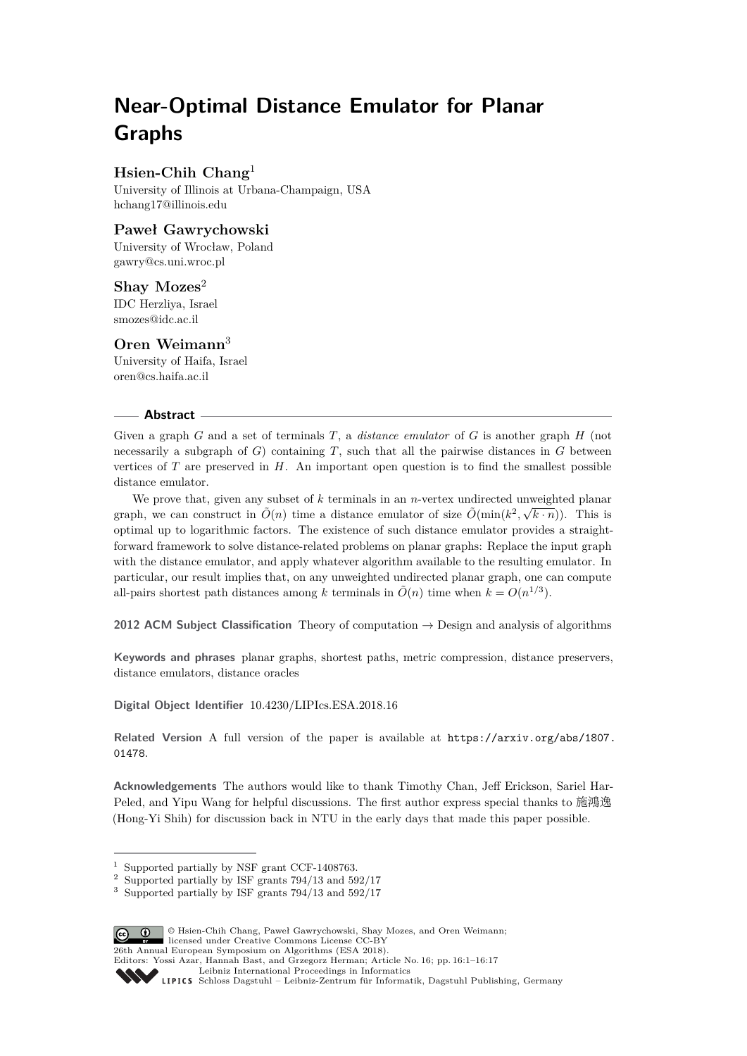# Near-Optimal Distance Emulator for Planar Graphs

**Hsien-Chih Chang**[1]

University of Illinois at Urbana-Champaign, USA
hchang17@illinois.edu

**Paweł Gawrychowski**

University of Wrocław, Poland
gawry@cs.uni.wroc.pl

**Shay Mozes**[2]

IDC Herzliya, Israel
smozes@idc.ac.il

**Oren Weimann**[3]

University of Haifa, Israel
oren@cs.haifa.ac.il

## Abstract

Given a graph $G$ and a set of terminals $T$, a *distance emulator* of $G$ is another graph $H$ (not necessarily a subgraph of $G$) containing $T$, such that all the pairwise distances in $G$ between vertices of $T$ are preserved in $H$. An important open question is to find the smallest possible distance emulator.

We prove that, given any subset of $k$ terminals in an $n$-vertex undirected unweighted planar graph, we can construct in $\tilde{O}(n)$ time a distance emulator of size $\tilde{O}(\min(k^2, \sqrt{k \cdot n}))$. This is optimal up to logarithmic factors. The existence of such distance emulator provides a straightforward framework to solve distance-related problems on planar graphs: Replace the input graph with the distance emulator, and apply whatever algorithm available to the resulting emulator. In particular, our result implies that, on any unweighted undirected planar graph, one can compute all-pairs shortest path distances among $k$ terminals in $\tilde{O}(n)$ time when $k = O(n^{1/3})$.

**2012 ACM Subject Classification** Theory of computation → Design and analysis of algorithms

**Keywords and phrases** planar graphs, shortest paths, metric compression, distance preservers, distance emulators, distance oracles

**Digital Object Identifier** 10.4230/LIPIcs.ESA.2018.16

**Related Version** A full version of the paper is available at https://arxiv.org/abs/1807.01478.

**Acknowledgements** The authors would like to thank Timothy Chan, Jeff Erickson, Sariel Har-Peled, and Yipu Wang for helpful discussions. The first author express special thanks to 施鴻逸 (Hong-Yi Shih) for discussion back in NTU in the early days that made this paper possible.

---

[1] Supported partially by NSF grant CCF-1408763.
[2] Supported partially by ISF grants 794/13 and 592/17
[3] Supported partially by ISF grants 794/13 and 592/17

© Hsien-Chih Chang, Paweł Gawrychowski, Shay Mozes, and Oren Weimann; licensed under Creative Commons License CC-BY
26th Annual European Symposium on Algorithms (ESA 2018).
Editors: Yossi Azar, Hannah Bast, and Grzegorz Herman; Article No. 16; pp. 16:1–16:17
Leibniz International Proceedings in Informatics
Schloss Dagstuhl – Leibniz-Zentrum für Informatik, Dagstuhl Publishing, Germany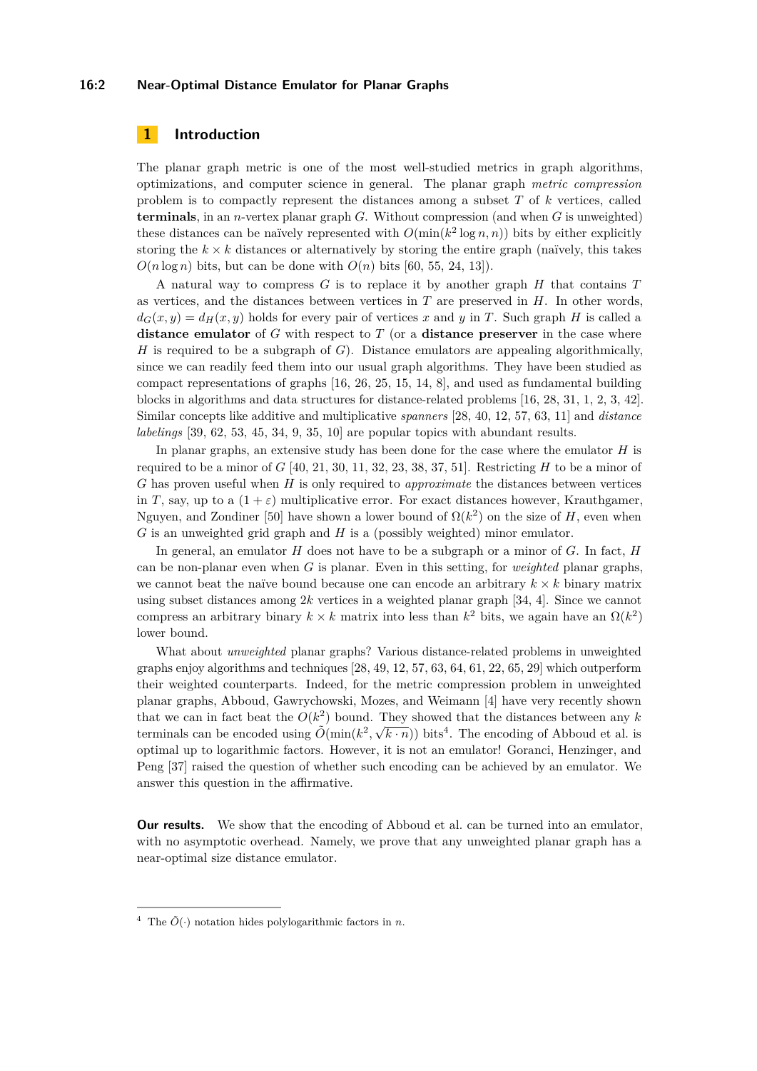## 1 Introduction

The planar graph metric is one of the most well-studied metrics in graph algorithms, optimizations, and computer science in general. The planar graph *metric compression* problem is to compactly represent the distances among a subset $T$ of $k$ vertices, called **terminals**, in an $n$-vertex planar graph $G$. Without compression (and when $G$ is unweighted) these distances can be naïvely represented with $O(\min(k^2 \log n, n))$ bits by either explicitly storing the $k \times k$ distances or alternatively by storing the entire graph (naïvely, this takes $O(n \log n)$ bits, but can be done with $O(n)$ bits [60, 55, 24, 13]).

A natural way to compress $G$ is to replace it by another graph $H$ that contains $T$ as vertices, and the distances between vertices in $T$ are preserved in $H$. In other words, $d_G(x, y) = d_H(x, y)$ holds for every pair of vertices $x$ and $y$ in $T$. Such graph $H$ is called a **distance emulator** of $G$ with respect to $T$ (or a **distance preserver** in the case where $H$ is required to be a subgraph of $G$). Distance emulators are appealing algorithmically, since we can readily feed them into our usual graph algorithms. They have been studied as compact representations of graphs [16, 26, 25, 15, 14, 8], and used as fundamental building blocks in algorithms and data structures for distance-related problems [16, 28, 31, 1, 2, 3, 42]. Similar concepts like additive and multiplicative *spanners* [28, 40, 12, 57, 63, 11] and *distance labelings* [39, 62, 53, 45, 34, 9, 35, 10] are popular topics with abundant results.

In planar graphs, an extensive study has been done for the case where the emulator $H$ is required to be a minor of $G$ [40, 21, 30, 11, 32, 23, 38, 37, 51]. Restricting $H$ to be a minor of $G$ has proven useful when $H$ is only required to *approximate* the distances between vertices in $T$, say, up to a $(1 + \varepsilon)$ multiplicative error. For exact distances however, Krauthgamer, Nguyen, and Zondiner [50] have shown a lower bound of $\Omega(k^2)$ on the size of $H$, even when $G$ is an unweighted grid graph and $H$ is a (possibly weighted) minor emulator.

In general, an emulator $H$ does not have to be a subgraph or a minor of $G$. In fact, $H$ can be non-planar even when $G$ is planar. Even in this setting, for *weighted* planar graphs, we cannot beat the naïve bound because one can encode an arbitrary $k \times k$ binary matrix using subset distances among $2k$ vertices in a weighted planar graph [34, 4]. Since we cannot compress an arbitrary binary $k \times k$ matrix into less than $k^2$ bits, we again have an $\Omega(k^2)$ lower bound.

What about *unweighted* planar graphs? Various distance-related problems in unweighted graphs enjoy algorithms and techniques [28, 49, 12, 57, 63, 64, 61, 22, 65, 29] which outperform their weighted counterparts. Indeed, for the metric compression problem in unweighted planar graphs, Abboud, Gawrychowski, Mozes, and Weimann [4] have very recently shown that we can in fact beat the $O(k^2)$ bound. They showed that the distances between any $k$ terminals can be encoded using $\tilde{O}(\min(k^2, \sqrt{k \cdot n}))$ bits[4]. The encoding of Abboud et al. is optimal up to logarithmic factors. However, it is not an emulator! Goranci, Henzinger, and Peng [37] raised the question of whether such encoding can be achieved by an emulator. We answer this question in the affirmative.

**Our results.** We show that the encoding of Abboud et al. can be turned into an emulator, with no asymptotic overhead. Namely, we prove that any unweighted planar graph has a near-optimal size distance emulator.

[4] The $\tilde{O}(\cdot)$ notation hides polylogarithmic factors in $n$.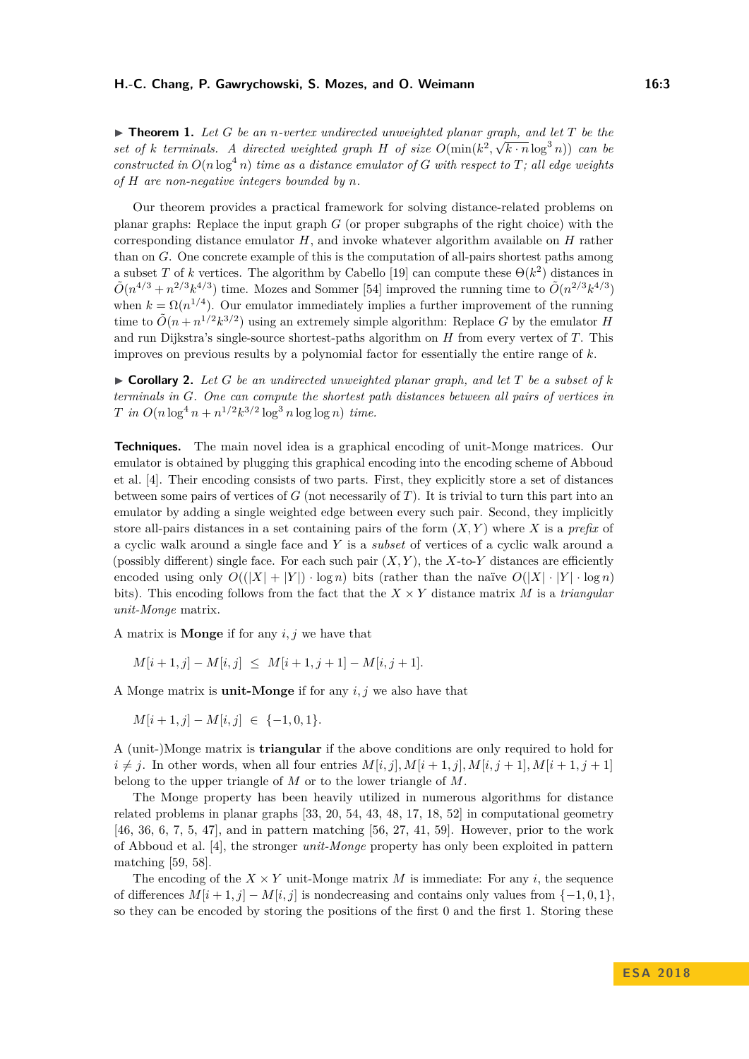▶ **Theorem 1.** *Let $G$ be an $n$-vertex undirected unweighted planar graph, and let $T$ be the set of $k$ terminals. A directed weighted graph $H$ of size $O(\min(k^2, \sqrt{k \cdot n} \log^3 n))$ can be constructed in $O(n \log^4 n)$ time as a distance emulator of $G$ with respect to $T$; all edge weights of $H$ are non-negative integers bounded by $n$.*

Our theorem provides a practical framework for solving distance-related problems on planar graphs: Replace the input graph $G$ (or proper subgraphs of the right choice) with the corresponding distance emulator $H$, and invoke whatever algorithm available on $H$ rather than on $G$. One concrete example of this is the computation of all-pairs shortest paths among a subset $T$ of $k$ vertices. The algorithm by Cabello [19] can compute these $\Theta(k^2)$ distances in $\tilde{O}(n^{4/3} + n^{2/3}k^{4/3})$ time. Mozes and Sommer [54] improved the running time to $\tilde{O}(n^{2/3}k^{4/3})$ when $k = \Omega(n^{1/4})$. Our emulator immediately implies a further improvement of the running time to $\tilde{O}(n + n^{1/2}k^{3/2})$ using an extremely simple algorithm: Replace $G$ by the emulator $H$ and run Dijkstra's single-source shortest-paths algorithm on $H$ from every vertex of $T$. This improves on previous results by a polynomial factor for essentially the entire range of $k$.

▶ **Corollary 2.** *Let $G$ be an undirected unweighted planar graph, and let $T$ be a subset of $k$ terminals in $G$. One can compute the shortest path distances between all pairs of vertices in $T$ in $O(n \log^4 n + n^{1/2}k^{3/2} \log^3 n \log \log n)$ time.*

**Techniques.** The main novel idea is a graphical encoding of unit-Monge matrices. Our emulator is obtained by plugging this graphical encoding into the encoding scheme of Abboud et al. [4]. Their encoding consists of two parts. First, they explicitly store a set of distances between some pairs of vertices of $G$ (not necessarily of $T$). It is trivial to turn this part into an emulator by adding a single weighted edge between every such pair. Second, they implicitly store all-pairs distances in a set containing pairs of the form $(X, Y)$ where $X$ is a *prefix* of a cyclic walk around a single face and $Y$ is a *subset* of vertices of a cyclic walk around a (possibly different) single face. For each such pair $(X, Y)$, the $X$-to-$Y$ distances are efficiently encoded using only $O((|X| + |Y|) \cdot \log n)$ bits (rather than the naïve $O(|X| \cdot |Y| \cdot \log n)$ bits). This encoding follows from the fact that the $X \times Y$ distance matrix $M$ is a *triangular unit-Monge* matrix.

A matrix is **Monge** if for any $i, j$ we have that

$$M[i+1, j] - M[i, j] \;\le\; M[i+1, j+1] - M[i, j+1].$$

A Monge matrix is **unit-Monge** if for any $i, j$ we also have that

$$M[i+1, j] - M[i, j] \;\in\; \{-1, 0, 1\}.$$

A (unit-)Monge matrix is **triangular** if the above conditions are only required to hold for $i \ne j$. In other words, when all four entries $M[i, j], M[i+1, j], M[i, j+1], M[i+1, j+1]$ belong to the upper triangle of $M$ or to the lower triangle of $M$.

The Monge property has been heavily utilized in numerous algorithms for distance related problems in planar graphs [33, 20, 54, 43, 48, 17, 18, 52] in computational geometry [46, 36, 6, 7, 5, 47], and in pattern matching [56, 27, 41, 59]. However, prior to the work of Abboud et al. [4], the stronger *unit-Monge* property has only been exploited in pattern matching [59, 58].

The encoding of the $X \times Y$ unit-Monge matrix $M$ is immediate: For any $i$, the sequence of differences $M[i+1, j] - M[i, j]$ is nondecreasing and contains only values from $\{-1, 0, 1\}$, so they can be encoded by storing the positions of the first 0 and the first 1. Storing these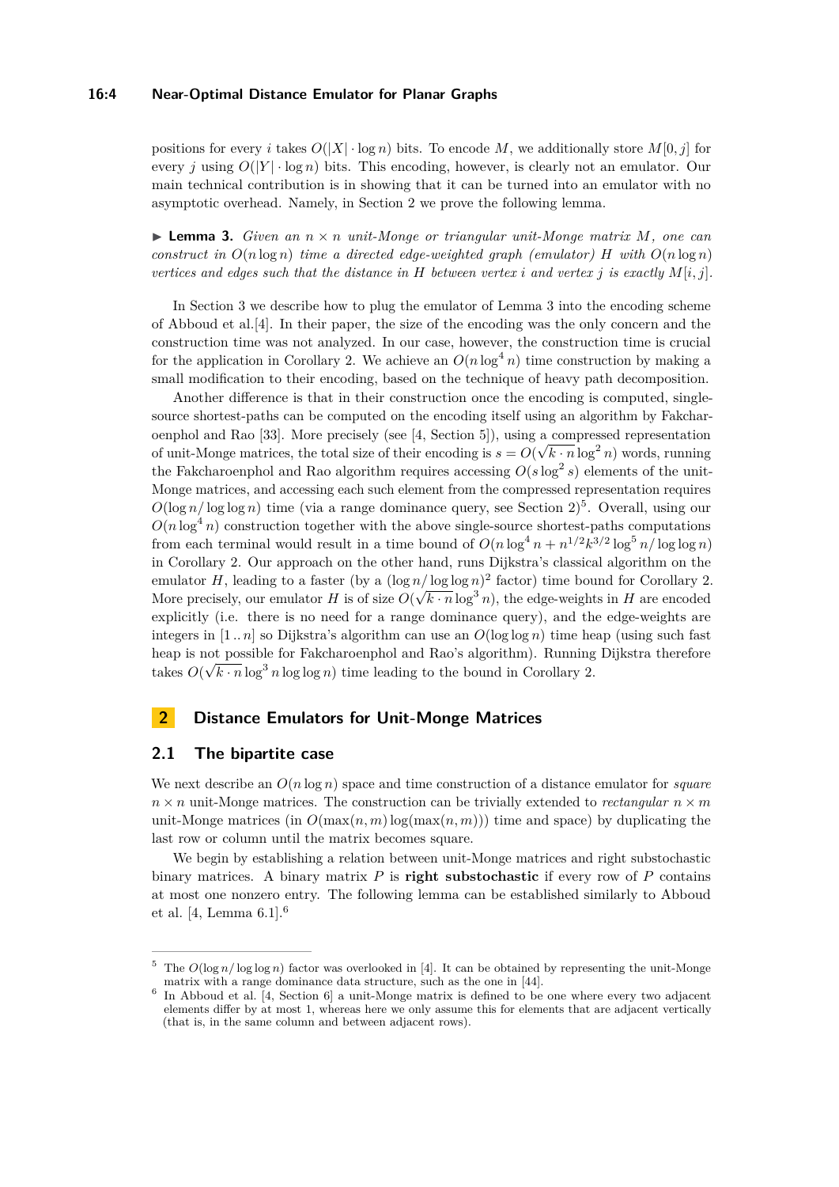positions for every $i$ takes $O(|X| \cdot \log n)$ bits. To encode $M$, we additionally store $M[0, j]$ for every $j$ using $O(|Y| \cdot \log n)$ bits. This encoding, however, is clearly not an emulator. Our main technical contribution is in showing that it can be turned into an emulator with no asymptotic overhead. Namely, in Section 2 we prove the following lemma.

▶ **Lemma 3.** *Given an $n \times n$ unit-Monge or triangular unit-Monge matrix $M$, one can construct in $O(n \log n)$ time a directed edge-weighted graph (emulator) $H$ with $O(n \log n)$ vertices and edges such that the distance in $H$ between vertex $i$ and vertex $j$ is exactly $M[i, j]$.*

In Section 3 we describe how to plug the emulator of Lemma 3 into the encoding scheme of Abboud et al.[4]. In their paper, the size of the encoding was the only concern and the construction time was not analyzed. In our case, however, the construction time is crucial for the application in Corollary 2. We achieve an $O(n \log^4 n)$ time construction by making a small modification to their encoding, based on the technique of heavy path decomposition.

Another difference is that in their construction once the encoding is computed, single-source shortest-paths can be computed on the encoding itself using an algorithm by Fakcharoenphol and Rao [33]. More precisely (see [4, Section 5]), using a compressed representation of unit-Monge matrices, the total size of their encoding is $s = O(\sqrt{k \cdot n} \log^2 n)$ words, running the Fakcharoenphol and Rao algorithm requires accessing $O(s \log^2 s)$ elements of the unit-Monge matrices, and accessing each such element from the compressed representation requires $O(\log n / \log \log n)$ time (via a range dominance query, see Section 2)[5]. Overall, using our $O(n \log^4 n)$ construction together with the above single-source shortest-paths computations from each terminal would result in a time bound of $O(n \log^4 n + n^{1/2} k^{3/2} \log^5 n / \log \log n)$ in Corollary 2. Our approach on the other hand, runs Dijkstra's classical algorithm on the emulator $H$, leading to a faster (by a $(\log n / \log \log n)^2$ factor) time bound for Corollary 2. More precisely, our emulator $H$ is of size $O(\sqrt{k \cdot n} \log^3 n)$, the edge-weights in $H$ are encoded explicitly (i.e. there is no need for a range dominance query), and the edge-weights are integers in $[1 \,..\, n]$ so Dijkstra's algorithm can use an $O(\log \log n)$ time heap (using such fast heap is not possible for Fakcharoenphol and Rao's algorithm). Running Dijkstra therefore takes $O(\sqrt{k \cdot n} \log^3 n \log \log n)$ time leading to the bound in Corollary 2.

# 2 Distance Emulators for Unit-Monge Matrices

## 2.1 The bipartite case

We next describe an $O(n \log n)$ space and time construction of a distance emulator for *square* $n \times n$ unit-Monge matrices. The construction can be trivially extended to *rectangular* $n \times m$ unit-Monge matrices (in $O(\max(n, m) \log(\max(n, m)))$ time and space) by duplicating the last row or column until the matrix becomes square.

We begin by establishing a relation between unit-Monge matrices and right substochastic binary matrices. A binary matrix $P$ is **right substochastic** if every row of $P$ contains at most one nonzero entry. The following lemma can be established similarly to Abboud et al. [4, Lemma 6.1].[6]

---

[5] The $O(\log n / \log \log n)$ factor was overlooked in [4]. It can be obtained by representing the unit-Monge matrix with a range dominance data structure, such as the one in [44].

[6] In Abboud et al. [4, Section 6] a unit-Monge matrix is defined to be one where every two adjacent elements differ by at most 1, whereas here we only assume this for elements that are adjacent vertically (that is, in the same column and between adjacent rows).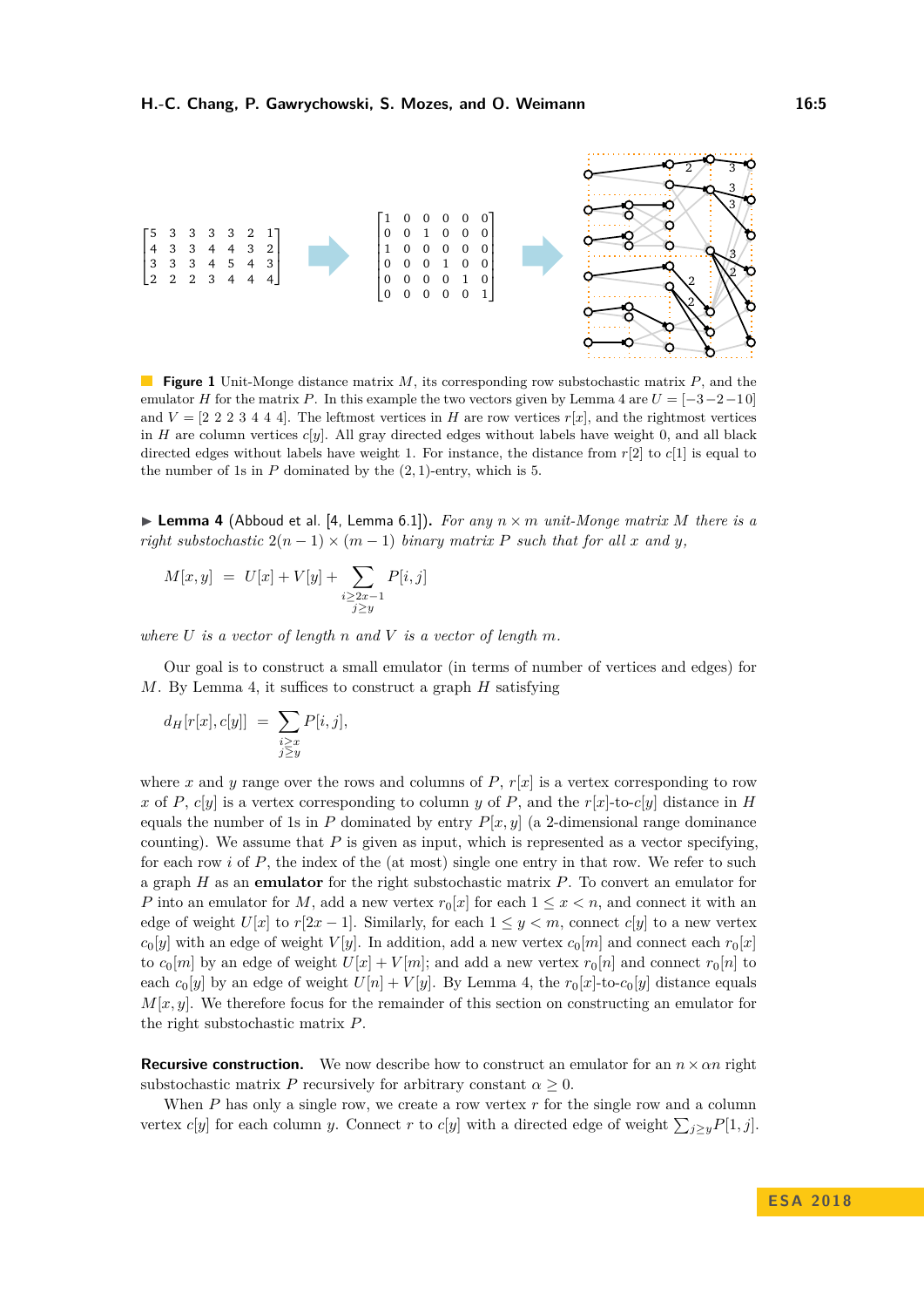$$
\begin{bmatrix}
5 & 3 & 3 & 3 & 3 & 2 & 1 \\
4 & 3 & 3 & 4 & 4 & 3 & 2 \\
3 & 3 & 3 & 4 & 5 & 4 & 3 \\
2 & 2 & 2 & 3 & 4 & 4 & 4
\end{bmatrix}
\Rightarrow
\begin{bmatrix}
1 & 0 & 0 & 0 & 0 & 0 \\
0 & 0 & 1 & 0 & 0 & 0 \\
1 & 0 & 0 & 0 & 0 & 0 \\
0 & 0 & 0 & 1 & 0 & 0 \\
0 & 0 & 0 & 0 & 1 & 0 \\
0 & 0 & 0 & 0 & 0 & 1
\end{bmatrix}
$$

**Figure 1** Unit-Monge distance matrix $M$, its corresponding row substochastic matrix $P$, and the emulator $H$ for the matrix $P$. In this example the two vectors given by Lemma 4 are $U = [-3\,{-2}\,{-1}\,0]$ and $V = [2\ 2\ 2\ 3\ 4\ 4\ 4]$. The leftmost vertices $r[x]$, and the rightmost vertices in $H$ are row vertices $c[y]$. All gray directed edges without labels have weight 0, and all black directed edges without labels have weight 1. For instance, the distance from $r[2]$ to $c[1]$ is equal to the number of 1s in $P$ dominated by the $(2, 1)$-entry, which is 5.

▶ **Lemma 4** (Abboud et al. [4, Lemma 6.1]). *For any $n \times m$ unit-Monge matrix $M$ there is a right substochastic $2(n-1) \times (m-1)$ binary matrix $P$ such that for all $x$ and $y$,*

$$M[x, y] \;=\; U[x] + V[y] + \sum_{\substack{i \geq 2x-1 \\ j \geq y}} P[i, j]$$

*where $U$ is a vector of length $n$ and $V$ is a vector of length $m$.*

Our goal is to construct a small emulator (in terms of number of vertices and edges) for $M$. By Lemma 4, it suffices to construct a graph $H$ satisfying

$$d_H[r[x], c[y]] \;=\; \sum_{\substack{i \geq x \\ j \geq y}} P[i, j],$$

where $x$ and $y$ range over the rows and columns of $P$, $r[x]$ is a vertex corresponding to row $x$ of $P$, $c[y]$ is a vertex corresponding to column $y$ of $P$, and the $r[x]$-to-$c[y]$ distance in $H$ equals the number of 1s in $P$ dominated by entry $P[x, y]$ (a 2-dimensional range dominance counting). We assume that $P$ is given as input, which is represented as a vector specifying, for each row $i$ of $P$, the index of the (at most) single one entry in that row. We refer to such a graph $H$ as an **emulator** for the right substochastic matrix $P$. To convert an emulator for $P$ into an emulator for $M$, add a new vertex $r_0[x]$ for each $1 \leq x < n$, and connect it with an edge of weight $U[x]$ to $r[2x-1]$. Similarly, for each $1 \leq y < m$, connect $c[y]$ to a new vertex $c_0[y]$ with an edge of weight $V[y]$. In addition, add a new vertex $c_0[m]$ and connect each $r_0[x]$ to $c_0[m]$ by an edge of weight $U[x] + V[m]$; and add a new vertex $r_0[n]$ and connect $r_0[n]$ to each $c_0[y]$ by an edge of weight $U[n] + V[y]$. By Lemma 4, the $r_0[x]$-to-$c_0[y]$ distance equals $M[x, y]$. We therefore focus for the remainder of this section on constructing an emulator for the right substochastic matrix $P$.

**Recursive construction.** We now describe how to construct an emulator for an $n \times \alpha n$ right substochastic matrix $P$ recursively for arbitrary constant $\alpha \geq 0$.

When $P$ has only a single row, we create a row vertex $r$ for the single row and a column vertex $c[y]$ for each column $y$. Connect $r$ to $c[y]$ with a directed edge of weight $\sum_{j \geq y} P[1, j]$.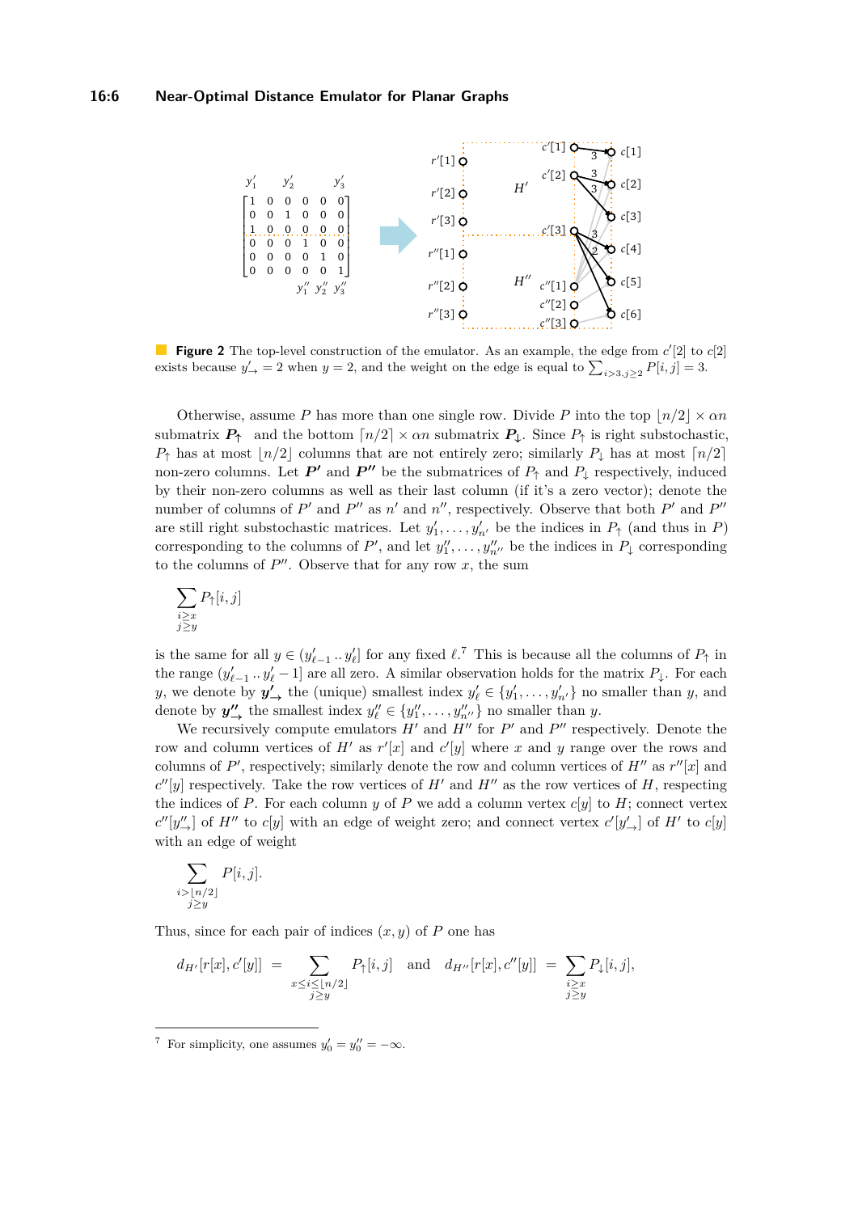**Figure 2** The top-level construction of the emulator. As an example, the edge from $c'[2]$ to $c[2]$ exists because $y'_{\to} = 2$ when $y = 2$, and the weight on the edge is equal to $\sum_{i>3, j\geq 2} P[i,j] = 3$.

Otherwise, assume $P$ has more than one single row. Divide $P$ into the top $\lfloor n/2 \rfloor \times \alpha n$ submatrix $\boldsymbol{P_\uparrow}$ and the bottom $\lceil n/2 \rceil \times \alpha n$ submatrix $\boldsymbol{P_\downarrow}$. Since $P_\uparrow$ is right substochastic, $P_\uparrow$ has at most $\lfloor n/2 \rfloor$ columns that are not entirely zero; similarly $P_\downarrow$ has at most $\lceil n/2 \rceil$ non-zero columns. Let $\boldsymbol{P'}$ and $\boldsymbol{P''}$ be the submatrices of $P_\uparrow$ and $P_\downarrow$ respectively, induced by their non-zero columns as well as their last column (if it's a zero vector); denote the number of columns of $P'$ and $P''$ as $n'$ and $n''$, respectively. Observe that both $P'$ and $P''$ are still right substochastic matrices. Let $y'_1, \ldots, y'_{n'}$ be the indices in $P_\uparrow$ (and thus in $P$) corresponding to the columns of $P'$, and let $y''_1, \ldots, y''_{n''}$ be the indices in $P_\downarrow$ corresponding to the columns of $P''$. Observe that for any row $x$, the sum

$$\sum_{\substack{i \geq x \\ j \geq y}} P_\uparrow[i,j]$$

is the same for all $y \in (y'_{\ell-1} \,..\, y'_\ell]$ for any fixed $\ell$.[7] This is because all the columns of $P_\uparrow$ in the range $(y'_{\ell-1} \,..\, y'_\ell - 1]$ are all zero. A similar observation holds for the matrix $P_\downarrow$. For each $y$, we denote by $\boldsymbol{y'_\to}$ the (unique) smallest index $y'_\ell \in \{y'_1, \ldots, y'_{n'}\}$ no smaller than $y$, and denote by $\boldsymbol{y''_\to}$ the smallest index $y''_\ell \in \{y''_1, \ldots, y''_{n''}\}$ no smaller than $y$.

We recursively compute emulators $H'$ and $H''$ for $P'$ and $P''$ respectively. Denote the row and column vertices of $H'$ as $r'[x]$ and $c'[y]$ where $x$ and $y$ range over the rows and columns of $P'$, respectively; similarly denote the row and column vertices of $H''$ as $r''[x]$ and $c''[y]$ respectively. Take the row vertices of $H'$ and $H''$ as the row vertices of $H$, respecting the indices of $P$. For each column $y$ of $P$ we add a column vertex $c[y]$ to $H$; connect vertex $c''[y''_\to]$ of $H''$ to $c[y]$ with an edge of weight zero; and connect vertex $c'[y'_\to]$ of $H'$ to $c[y]$ with an edge of weight

$$\sum_{\substack{i > \lfloor n/2 \rfloor \\ j \geq y}} P[i,j].$$

Thus, since for each pair of indices $(x, y)$ of $P$ one has

$$d_{H'}[r[x], c'[y]] \;=\; \sum_{\substack{x \leq i \leq \lfloor n/2 \rfloor \\ j \geq y}} P_\uparrow[i,j] \quad \text{and} \quad d_{H''}[r[x], c''[y]] \;=\; \sum_{\substack{i \geq x \\ j \geq y}} P_\downarrow[i,j],$$

[7] For simplicity, one assumes $y'_0 = y''_0 = -\infty$.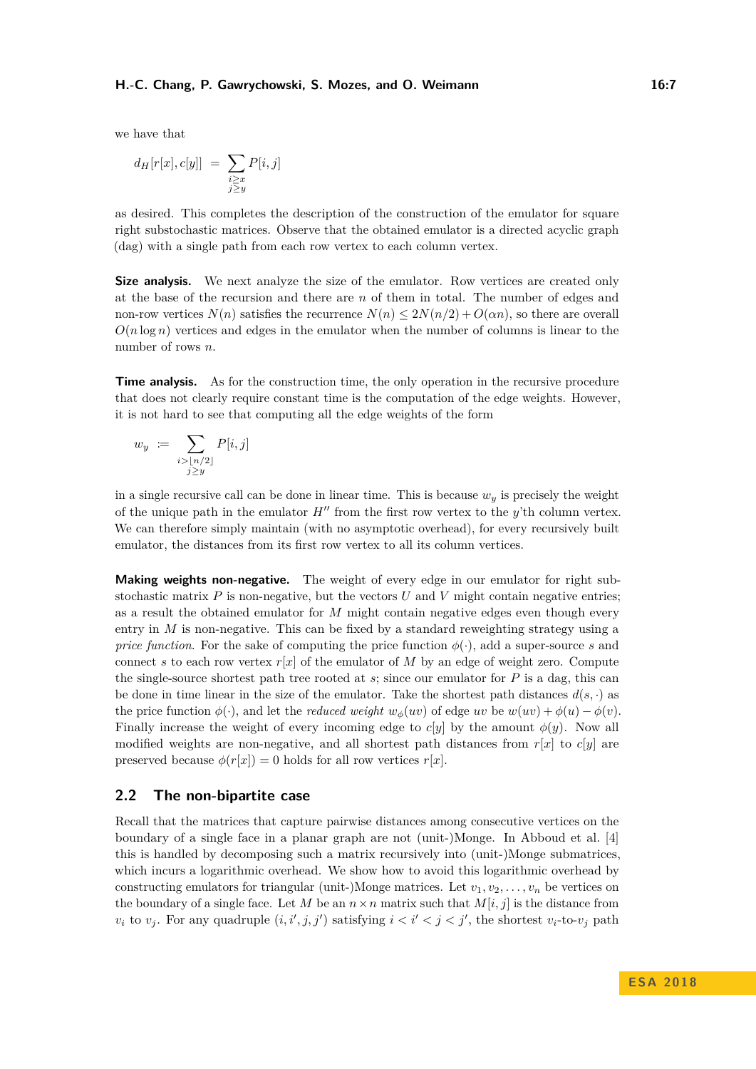we have that

$$d_H[r[x], c[y]] \;=\; \sum_{\substack{i \geq x \\ j \geq y}} P[i,j]$$

as desired. This completes the description of the construction of the emulator for square right substochastic matrices. Observe that the obtained emulator is a directed acyclic graph (dag) with a single path from each row vertex to each column vertex.

**Size analysis.** We next analyze the size of the emulator. Row vertices are created only at the base of the recursion and there are $n$ of them in total. The number of edges and non-row vertices $N(n)$ satisfies the recurrence $N(n) \leq 2N(n/2) + O(\alpha n)$, so there are overall $O(n \log n)$ vertices and edges in the emulator when the number of columns is linear to the number of rows $n$.

**Time analysis.** As for the construction time, the only operation in the recursive procedure that does not clearly require constant time is the computation of the edge weights. However, it is not hard to see that computing all the edge weights of the form

$$w_y \;:=\; \sum_{\substack{i > \lfloor n/2 \rfloor \\ j \geq y}} P[i,j]$$

in a single recursive call can be done in linear time. This is because $w_y$ is precisely the weight of the unique path in the emulator $H''$ from the first row vertex to the $y$'th column vertex. We can therefore simply maintain (with no asymptotic overhead), for every recursively built emulator, the distances from its first row vertex to all its column vertices.

**Making weights non-negative.** The weight of every edge in our emulator for right substochastic matrix $P$ is non-negative, but the vectors $U$ and $V$ might contain negative entries; as a result the obtained emulator for $M$ might contain negative edges even though every entry in $M$ is non-negative. This can be fixed by a standard reweighting strategy using a *price function*. For the sake of computing the price function $\phi(\cdot)$, add a super-source $s$ and connect $s$ to each row vertex $r[x]$ of the emulator of $M$ by an edge of weight zero. Compute the single-source shortest path tree rooted at $s$; since our emulator for $P$ is a dag, this can be done in time linear in the size of the emulator. Take the shortest path distances $d(s, \cdot)$ as the price function $\phi(\cdot)$, and let the *reduced weight* $w_\phi(uv)$ of edge $uv$ be $w(uv) + \phi(u) - \phi(v)$. Finally increase the weight of every incoming edge to $c[y]$ by the amount $\phi(y)$. Now all modified weights are non-negative, and all shortest path distances from $r[x]$ to $c[y]$ are preserved because $\phi(r[x]) = 0$ holds for all row vertices $r[x]$.

## 2.2 The non-bipartite case

Recall that the matrices that capture pairwise distances among consecutive vertices on the boundary of a single face in a planar graph are not (unit-)Monge. In Abboud et al. [4] this is handled by decomposing such a matrix recursively into (unit-)Monge submatrices, which incurs a logarithmic overhead. We show how to avoid this logarithmic overhead by constructing emulators for triangular (unit-)Monge matrices. Let $v_1, v_2, \ldots, v_n$ be vertices on the boundary of a single face. Let $M$ be an $n \times n$ matrix such that $M[i,j]$ is the distance from $v_i$ to $v_j$. For any quadruple $(i, i', j, j')$ satisfying $i < i' < j < j'$, the shortest $v_i$-to-$v_j$ path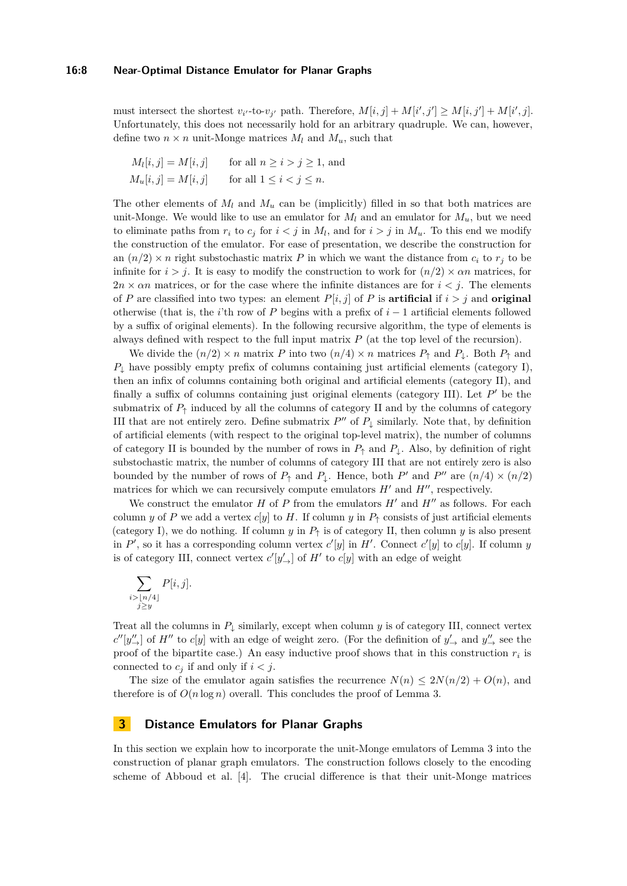must intersect the shortest $v_{i'}$-to-$v_{j'}$ path. Therefore, $M[i,j] + M[i',j'] \geq M[i,j'] + M[i',j]$. Unfortunately, this does not necessarily hold for an arbitrary quadruple. We can, however, define two $n \times n$ unit-Monge matrices $M_l$ and $M_u$, such that

$$M_l[i,j] = M[i,j] \qquad \text{for all } n \geq i > j \geq 1, \text{ and}$$
$$M_u[i,j] = M[i,j] \qquad \text{for all } 1 \leq i < j \leq n.$$

The other elements of $M_l$ and $M_u$ can be (implicitly) filled in so that both matrices are unit-Monge. We would like to use an emulator for $M_l$ and an emulator for $M_u$, but we need to eliminate paths from $r_i$ to $c_j$ for $i < j$ in $M_l$, and for $i > j$ in $M_u$. To this end we modify the construction of the emulator. For ease of presentation, we describe the construction for an $(n/2) \times n$ right substochastic matrix $P$ in which we want the distance from $c_i$ to $r_j$ to be infinite for $i > j$. It is easy to modify the construction to work for $(n/2) \times \alpha n$ matrices, for $2n \times \alpha n$ matrices, or for the case where the infinite distances are for $i < j$. The elements of $P$ are classified into two types: an element $P[i,j]$ of $P$ is **artificial** if $i > j$ and **original** otherwise (that is, the $i$'th row of $P$ begins with a prefix of $i-1$ artificial elements followed by a suffix of original elements). In the following recursive algorithm, the type of elements is always defined with respect to the full input matrix $P$ (at the top level of the recursion).

We divide the $(n/2) \times n$ matrix $P$ into two $(n/4) \times n$ matrices $P_\uparrow$ and $P_\downarrow$. Both $P_\uparrow$ and $P_\downarrow$ have possibly empty prefix of columns containing just artificial elements (category I), then an infix of columns containing both original and artificial elements (category II), and finally a suffix of columns containing just original elements (category III). Let $P'$ be the submatrix of $P_\uparrow$ induced by all the columns of category II and by the columns of category III that are not entirely zero. Define submatrix $P''$ of $P_\downarrow$ similarly. Note that, by definition of artificial elements (with respect to the original top-level matrix), the number of columns of category II is bounded by the number of rows in $P_\uparrow$ and $P_\downarrow$. Also, by definition of right substochastic matrix, the number of columns of category III that are not entirely zero is also bounded by the number of rows of $P_\uparrow$ and $P_\downarrow$. Hence, both $P'$ and $P''$ are $(n/4) \times (n/2)$ matrices for which we can recursively compute emulators $H'$ and $H''$, respectively.

We construct the emulator $H$ of $P$ from the emulators $H'$ and $H''$ as follows. For each column $y$ of $P$ we add a vertex $c[y]$ to $H$. If column $y$ in $P_\uparrow$ consists of just artificial elements (category I), we do nothing. If column $y$ in $P_\uparrow$ is of category II, then column $y$ is also present in $P'$, so it has a corresponding column vertex $c'[y]$ in $H'$. Connect $c'[y]$ to $c[y]$. If column $y$ is of category III, connect vertex $c'[y'_\rightarrow]$ of $H'$ to $c[y]$ with an edge of weight

$$\sum_{\substack{i > \lfloor n/4 \rfloor \\ j \geq y}} P[i,j].$$

Treat all the columns in $P_\downarrow$ similarly, except when column $y$ is of category III, connect vertex $c''[y''_\rightarrow]$ of $H''$ to $c[y]$ with an edge of weight zero. (For the definition of $y'_\rightarrow$ and $y''_\rightarrow$ see the proof of the bipartite case.) An easy inductive proof shows that in this construction $r_i$ is connected to $c_j$ if and only if $i < j$.

The size of the emulator again satisfies the recurrence $N(n) \leq 2N(n/2) + O(n)$, and therefore is of $O(n \log n)$ overall. This concludes the proof of Lemma 3.

## 3 Distance Emulators for Planar Graphs

In this section we explain how to incorporate the unit-Monge emulators of Lemma 3 into the construction of planar graph emulators. The construction follows closely to the encoding scheme of Abboud et al. [4]. The crucial difference is that their unit-Monge matrices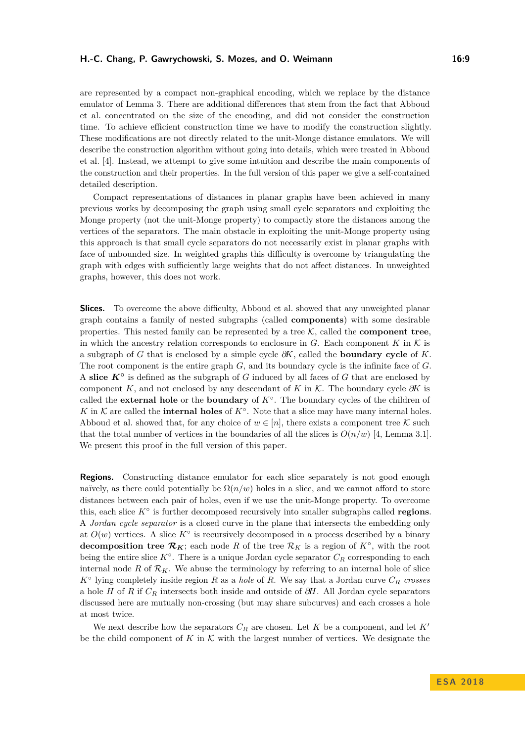are represented by a compact non-graphical encoding, which we replace by the distance emulator of Lemma 3. There are additional differences that stem from the fact that Abboud et al. concentrated on the size of the encoding, and did not consider the construction time. To achieve efficient construction time we have to modify the construction slightly. These modifications are not directly related to the unit-Monge distance emulators. We will describe the construction algorithm without going into details, which were treated in Abboud et al. [4]. Instead, we attempt to give some intuition and describe the main components of the construction and their properties. In the full version of this paper we give a self-contained detailed description.

Compact representations of distances in planar graphs have been achieved in many previous works by decomposing the graph using small cycle separators and exploiting the Monge property (not the unit-Monge property) to compactly store the distances among the vertices of the separators. The main obstacle in exploiting the unit-Monge property using this approach is that small cycle separators do not necessarily exist in planar graphs with face of unbounded size. In weighted graphs this difficulty is overcome by triangulating the graph with edges with sufficiently large weights that do not affect distances. In unweighted graphs, however, this does not work.

**Slices.** To overcome the above difficulty, Abboud et al. showed that any unweighted planar graph contains a family of nested subgraphs (called **components**) with some desirable properties. This nested family can be represented by a tree $\mathcal{K}$, called the **component tree**, in which the ancestry relation corresponds to enclosure in $G$. Each component $K$ in $\mathcal{K}$ is a subgraph of $G$ that is enclosed by a simple cycle $\partial K$, called the **boundary cycle** of $K$. The root component is the entire graph $G$, and its boundary cycle is the infinite face of $G$. A **slice** $\boldsymbol{K^\circ}$ is defined as the subgraph of $G$ induced by all faces of $G$ that are enclosed by component $K$, and not enclosed by any descendant of $K$ in $\mathcal{K}$. The boundary cycle $\partial K$ is called the **external hole** or the **boundary** of $K^\circ$. The boundary cycles of the children of $K$ in $\mathcal{K}$ are called the **internal holes** of $K^\circ$. Note that a slice may have many internal holes. Abboud et al. showed that, for any choice of $w \in [n]$, there exists a component tree $\mathcal{K}$ such that the total number of vertices in the boundaries of all the slices is $O(n/w)$ [4, Lemma 3.1]. We present this proof in the full version of this paper.

**Regions.** Constructing distance emulator for each slice separately is not good enough naïvely, as there could potentially be $\Omega(n/w)$ holes in a slice, and we cannot afford to store distances between each pair of holes, even if we use the unit-Monge property. To overcome this, each slice $K^\circ$ is further decomposed recursively into smaller subgraphs called **regions**. A *Jordan cycle separator* is a closed curve in the plane that intersects the embedding only at $O(w)$ vertices. A slice $K^\circ$ is recursively decomposed in a process described by a binary **decomposition tree** $\boldsymbol{\mathcal{R}_K}$; each node $R$ of the tree $\mathcal{R}_K$ is a region of $K^\circ$, with the root being the entire slice $K^\circ$. There is a unique Jordan cycle separator $C_R$ corresponding to each internal node $R$ of $\mathcal{R}_K$. We abuse the terminology by referring to an internal hole of slice $K^\circ$ lying completely inside region $R$ as a *hole* of $R$. We say that a Jordan curve $C_R$ *crosses* a hole $H$ of $R$ if $C_R$ intersects both inside and outside of $\partial H$. All Jordan cycle separators discussed here are mutually non-crossing (but may share subcurves) and each crosses a hole at most twice.

We next describe how the separators $C_R$ are chosen. Let $K$ be a component, and let $K'$ be the child component of $K$ in $\mathcal{K}$ with the largest number of vertices. We designate the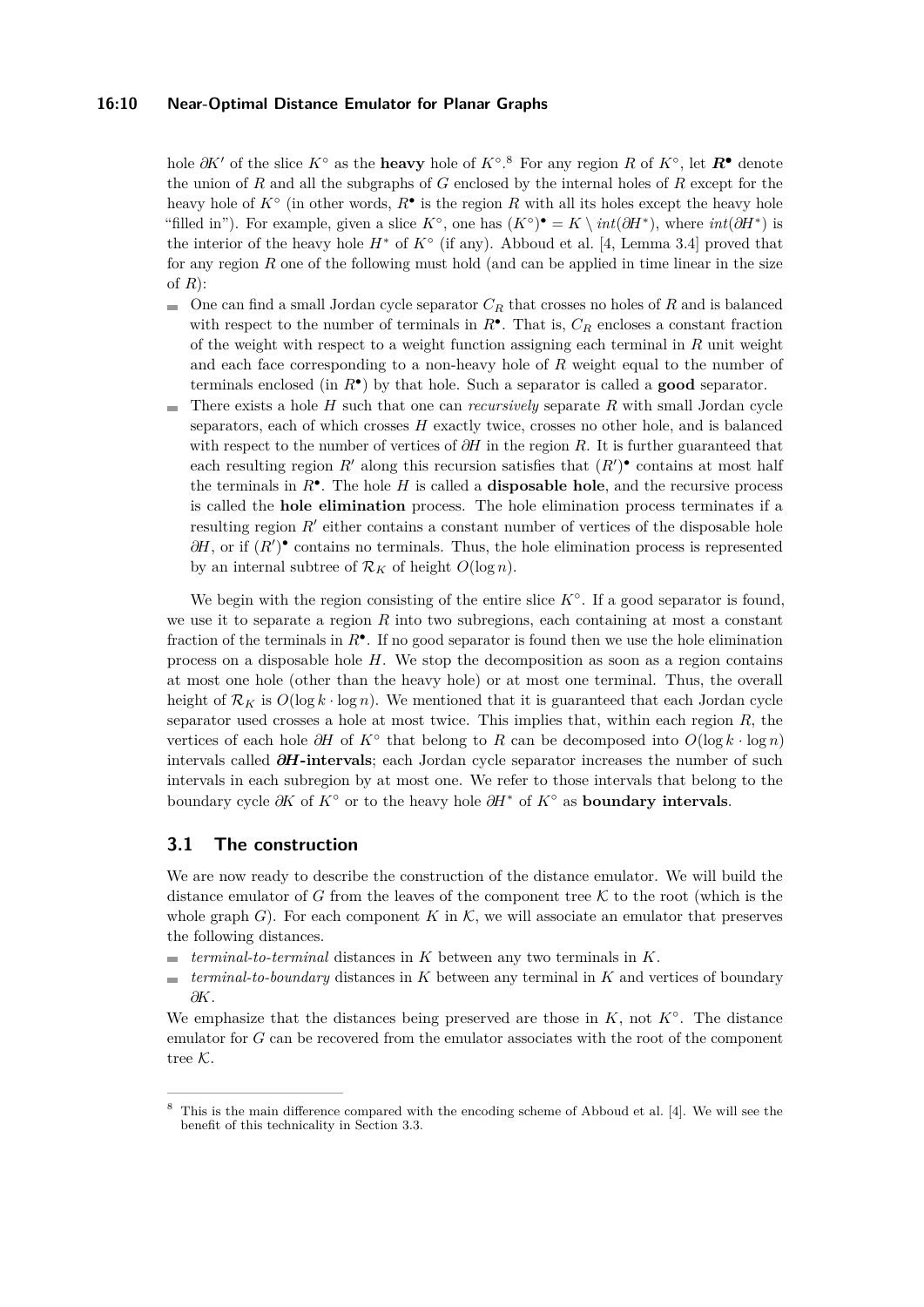hole $\partial K'$ of the slice $K^\circ$ as the **heavy** hole of $K^\circ$.[8] For any region $R$ of $K^\circ$, let $\boldsymbol{R^\bullet}$ denote the union of $R$ and all the subgraphs of $G$ enclosed by the internal holes of $R$ except for the heavy hole of $K^\circ$ (in other words, $R^\bullet$ is the region $R$ with all its holes except the heavy hole "filled in"). For example, given a slice $K^\circ$, one has $(K^\circ)^\bullet = K \setminus int(\partial H^*)$, where $int(\partial H^*)$ is the interior of the heavy hole $H^*$ of $K^\circ$ (if any). Abboud et al. [4, Lemma 3.4] proved that for any region $R$ one of the following must hold (and can be applied in time linear in the size of $R$):

- One can find a small Jordan cycle separator $C_R$ that crosses no holes of $R$ and is balanced with respect to the number of terminals in $R^\bullet$. That is, $C_R$ encloses a constant fraction of the weight with respect to a weight function assigning each terminal in $R$ unit weight and each face corresponding to a non-heavy hole of $R$ weight equal to the number of terminals enclosed (in $R^\bullet$) by that hole. Such a separator is called a **good** separator.
- There exists a hole $H$ such that one can *recursively* separate $R$ with small Jordan cycle separators, each of which crosses $H$ exactly twice, crosses no other hole, and is balanced with respect to the number of vertices of $\partial H$ in the region $R$. It is further guaranteed that each resulting region $R'$ along this recursion satisfies that $(R')^\bullet$ contains at most half the terminals in $R^\bullet$. The hole $H$ is called a **disposable hole**, and the recursive process is called the **hole elimination** process. The hole elimination process terminates if a resulting region $R'$ either contains a constant number of vertices of the disposable hole $\partial H$, or if $(R')^\bullet$ contains no terminals. Thus, the hole elimination process is represented by an internal subtree of $\mathcal{R}_K$ of height $O(\log n)$.

We begin with the region consisting of the entire slice $K^\circ$. If a good separator is found, we use it to separate a region $R$ into two subregions, each containing at most a constant fraction of the terminals in $R^\bullet$. If no good separator is found then we use the hole elimination process on a disposable hole $H$. We stop the decomposition as soon as a region contains at most one hole (other than the heavy hole) or at most one terminal. Thus, the overall height of $\mathcal{R}_K$ is $O(\log k \cdot \log n)$. We mentioned that it is guaranteed that each Jordan cycle separator used crosses a hole at most twice. This implies that, within each region $R$, the vertices of each hole $\partial H$ of $K^\circ$ that belong to $R$ can be decomposed into $O(\log k \cdot \log n)$ intervals called $\boldsymbol{\partial H}$**-intervals**; each Jordan cycle separator increases the number of such intervals in each subregion by at most one. We refer to those intervals that belong to the boundary cycle $\partial K$ of $K^\circ$ or to the heavy hole $\partial H^*$ of $K^\circ$ as **boundary intervals**.

## 3.1 The construction

We are now ready to describe the construction of the distance emulator. We will build the distance emulator of $G$ from the leaves of the component tree $\mathcal{K}$ to the root (which is the whole graph $G$). For each component $K$ in $\mathcal{K}$, we will associate an emulator that preserves the following distances.

- *terminal-to-terminal* distances in $K$ between any two terminals in $K$.
- *terminal-to-boundary* distances in $K$ between any terminal in $K$ and vertices of boundary $\partial K$.

We emphasize that the distances being preserved are those in $K$, not $K^\circ$. The distance emulator for $G$ can be recovered from the emulator associates with the root of the component tree $\mathcal{K}$.

[8] This is the main difference compared with the encoding scheme of Abboud et al. [4]. We will see the benefit of this technicality in Section 3.3.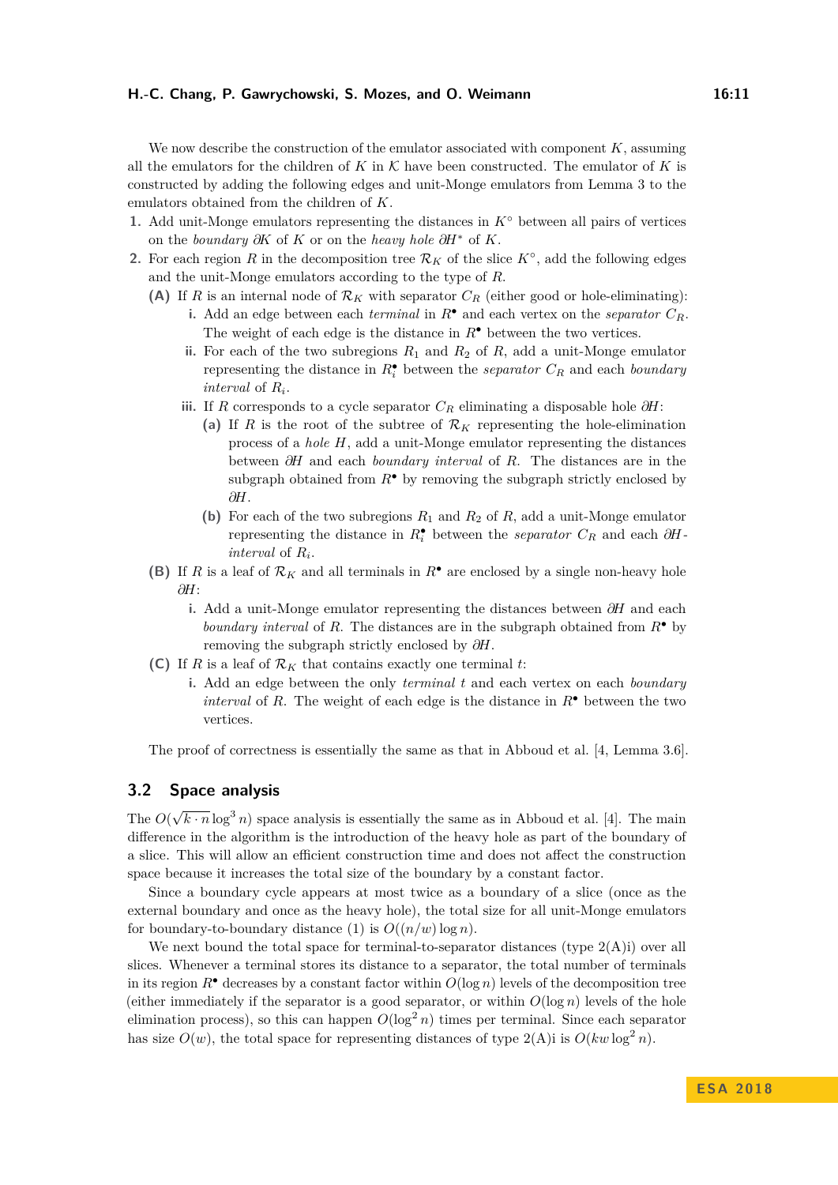We now describe the construction of the emulator associated with component $K$, assuming all the emulators for the children of $K$ in $\mathcal{K}$ have been constructed. The emulator of $K$ is constructed by adding the following edges and unit-Monge emulators from Lemma 3 to the emulators obtained from the children of $K$.

1. Add unit-Monge emulators representing the distances in $K^\circ$ between all pairs of vertices on the *boundary* $\partial K$ of $K$ or on the *heavy hole* $\partial H^*$ of $K$.
2. For each region $R$ in the decomposition tree $\mathcal{R}_K$ of the slice $K^\circ$, add the following edges and the unit-Monge emulators according to the type of $R$.
   - **(A)** If $R$ is an internal node of $\mathcal{R}_K$ with separator $C_R$ (either good or hole-eliminating):
     - **i.** Add an edge between each *terminal* in $R^\bullet$ and each vertex on the *separator* $C_R$. The weight of each edge is the distance in $R^\bullet$ between the two vertices.
     - **ii.** For each of the two subregions $R_1$ and $R_2$ of $R$, add a unit-Monge emulator representing the distance in $R_i^\bullet$ between the *separator* $C_R$ and each *boundary interval* of $R_i$.
     - **iii.** If $R$ corresponds to a cycle separator $C_R$ eliminating a disposable hole $\partial H$:
       - **(a)** If $R$ is the root of the subtree of $\mathcal{R}_K$ representing the hole-elimination process of a *hole* $H$, add a unit-Monge emulator representing the distances between $\partial H$ and each *boundary interval* of $R$. The distances are in the subgraph obtained from $R^\bullet$ by removing the subgraph strictly enclosed by $\partial H$.
       - **(b)** For each of the two subregions $R_1$ and $R_2$ of $R$, add a unit-Monge emulator representing the distance in $R_i^\bullet$ between the *separator* $C_R$ and each $\partial H$-*interval* of $R_i$.
   - **(B)** If $R$ is a leaf of $\mathcal{R}_K$ and all terminals in $R^\bullet$ are enclosed by a single non-heavy hole $\partial H$:
     - **i.** Add a unit-Monge emulator representing the distances between $\partial H$ and each *boundary interval* of $R$. The distances are in the subgraph obtained from $R^\bullet$ by removing the subgraph strictly enclosed by $\partial H$.
   - **(C)** If $R$ is a leaf of $\mathcal{R}_K$ that contains exactly one terminal $t$:
     - **i.** Add an edge between the only *terminal* $t$ and each vertex on each *boundary interval* of $R$. The weight of each edge is the distance in $R^\bullet$ between the two vertices.

The proof of correctness is essentially the same as that in Abboud et al. [4, Lemma 3.6].

## 3.2 Space analysis

The $O(\sqrt{k \cdot n} \log^3 n)$ space analysis is essentially the same as in Abboud et al. [4]. The main difference in the algorithm is the introduction of the heavy hole as part of the boundary of a slice. This will allow an efficient construction time and does not affect the construction space because it increases the total size of the boundary by a constant factor.

Since a boundary cycle appears at most twice as a boundary of a slice (once as the external boundary and once as the heavy hole), the total size for all unit-Monge emulators for boundary-to-boundary distance (1) is $O((n/w) \log n)$.

We next bound the total space for terminal-to-separator distances (type 2(A)i) over all slices. Whenever a terminal stores its distance to a separator, the total number of terminals in its region $R^\bullet$ decreases by a constant factor within $O(\log n)$ levels of the decomposition tree (either immediately if the separator is a good separator, or within $O(\log n)$ levels of the hole elimination process), so this can happen $O(\log^2 n)$ times per terminal. Since each separator has size $O(w)$, the total space for representing distances of type 2(A)i is $O(kw \log^2 n)$.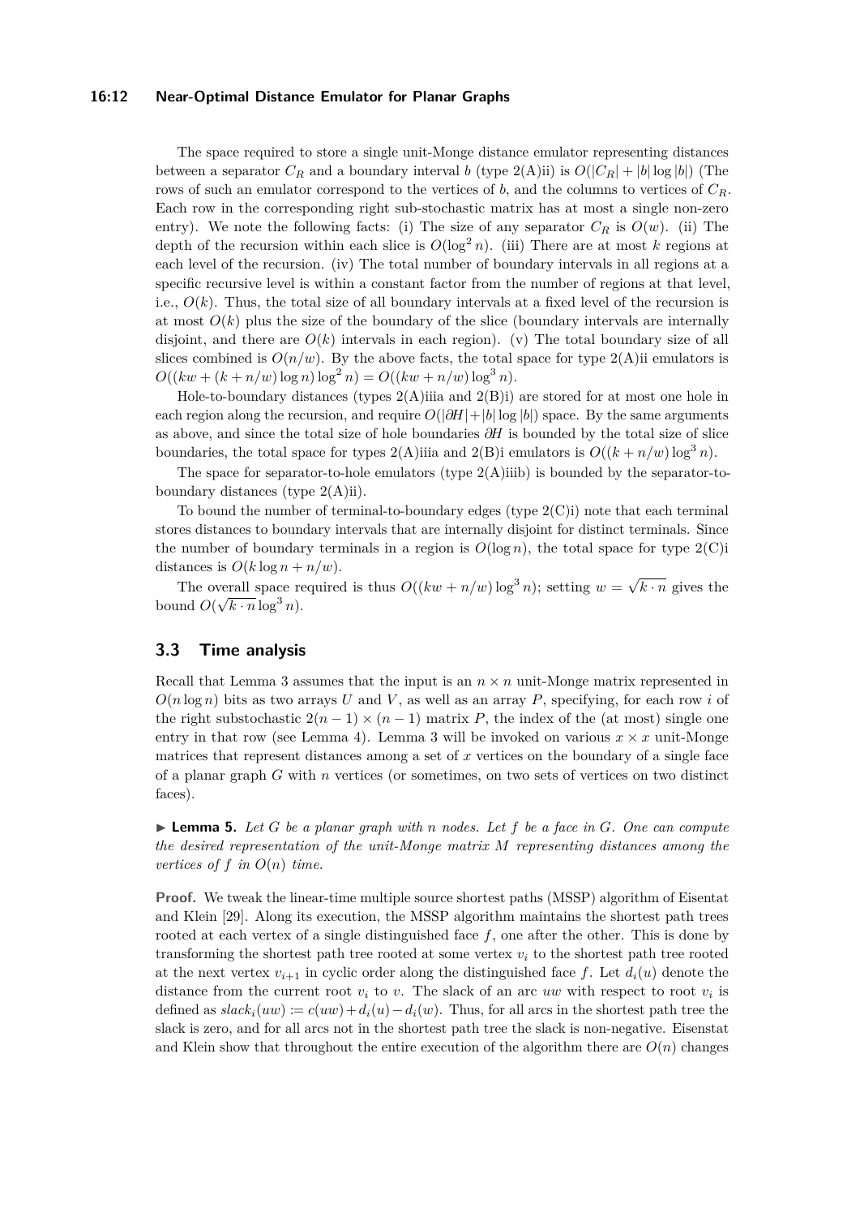The space required to store a single unit-Monge distance emulator representing distances between a separator $C_R$ and a boundary interval $b$ (type 2(A)ii) is $O(|C_R| + |b| \log |b|)$ (The rows of such an emulator correspond to the vertices of $b$, and the columns to vertices of $C_R$. Each row in the corresponding right sub-stochastic matrix has at most a single non-zero entry). We note the following facts: (i) The size of any separator $C_R$ is $O(w)$. (ii) The depth of the recursion within each slice is $O(\log^2 n)$. (iii) There are at most $k$ regions at each level of the recursion. (iv) The total number of boundary intervals in all regions at a specific recursive level is within a constant factor from the number of regions at that level, i.e., $O(k)$. Thus, the total size of all boundary intervals at a fixed level of the recursion is at most $O(k)$ plus the size of the boundary of the slice (boundary intervals are internally disjoint, and there are $O(k)$ intervals in each region). (v) The total boundary size of all slices combined is $O(n/w)$. By the above facts, the total space for type 2(A)ii emulators is $O((kw + (k + n/w) \log n) \log^2 n) = O((kw + n/w) \log^3 n)$.

Hole-to-boundary distances (types 2(A)iiia and 2(B)i) are stored for at most one hole in each region along the recursion, and require $O(|\partial H| + |b| \log |b|)$ space. By the same arguments as above, and since the total size of hole boundaries $\partial H$ is bounded by the total size of slice boundaries, the total space for types 2(A)iiia and 2(B)i emulators is $O((k + n/w) \log^3 n)$.

The space for separator-to-hole emulators (type 2(A)iiib) is bounded by the separator-to-boundary distances (type 2(A)ii).

To bound the number of terminal-to-boundary edges (type 2(C)i) note that each terminal stores distances to boundary intervals that are internally disjoint for distinct terminals. Since the number of boundary terminals in a region is $O(\log n)$, the total space for type 2(C)i distances is $O(k \log n + n/w)$.

The overall space required is thus $O((kw + n/w) \log^3 n)$; setting $w = \sqrt{k \cdot n}$ gives the bound $O(\sqrt{k \cdot n} \log^3 n)$.

## 3.3 Time analysis

Recall that Lemma 3 assumes that the input is an $n \times n$ unit-Monge matrix represented in $O(n \log n)$ bits as two arrays $U$ and $V$, as well as an array $P$, specifying, for each row $i$ of the right substochastic $2(n-1) \times (n-1)$ matrix $P$, the index of the (at most) single one entry in that row (see Lemma 4). Lemma 3 will be invoked on various $x \times x$ unit-Monge matrices that represent distances among a set of $x$ vertices on the boundary of a single face of a planar graph $G$ with $n$ vertices (or sometimes, on two sets of vertices on two distinct faces).

▶ **Lemma 5.** *Let $G$ be a planar graph with $n$ nodes. Let $f$ be a face in $G$. One can compute the desired representation of the unit-Monge matrix $M$ representing distances among the vertices of $f$ in $O(n)$ time.*

**Proof.** We tweak the linear-time multiple source shortest paths (MSSP) algorithm of Eisenstat and Klein [29]. Along its execution, the MSSP algorithm maintains the shortest path trees rooted at each vertex of a single distinguished face $f$, one after the other. This is done by transforming the shortest path tree rooted at some vertex $v_i$ to the shortest path tree rooted at the next vertex $v_{i+1}$ in cyclic order along the distinguished face $f$. Let $d_i(u)$ denote the distance from the current root $v_i$ to $v$. The slack of an arc $uw$ with respect to root $v_i$ is defined as $slack_i(uw) := c(uw) + d_i(u) - d_i(w)$. Thus, for all arcs in the shortest path tree the slack is zero, and for all arcs not in the shortest path tree the slack is non-negative. Eisenstat and Klein show that throughout the entire execution of the algorithm there are $O(n)$ changes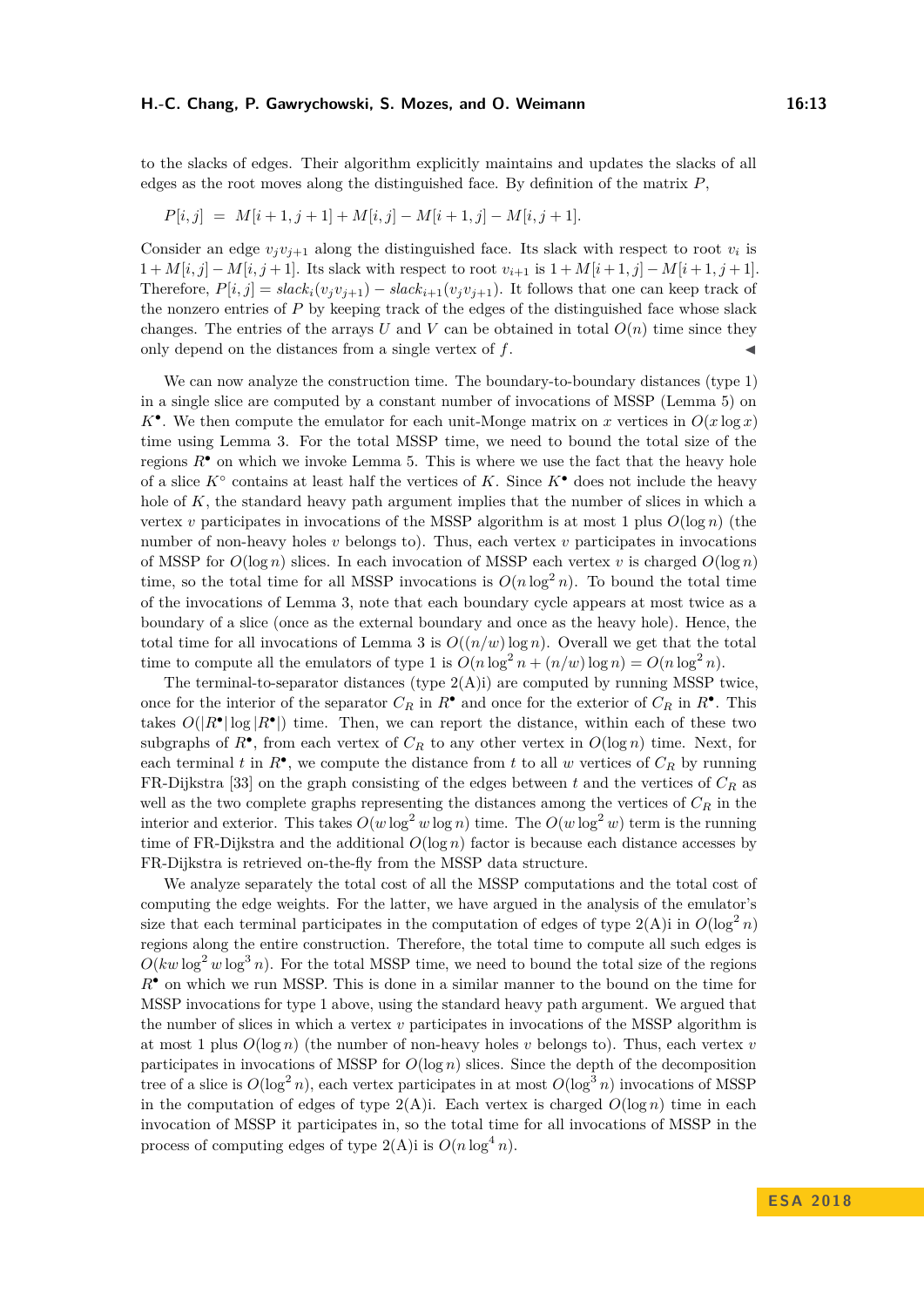to the slacks of edges. Their algorithm explicitly maintains and updates the slacks of all edges as the root moves along the distinguished face. By definition of the matrix $P$,

$$P[i,j] \;=\; M[i+1,j+1] + M[i,j] - M[i+1,j] - M[i,j+1].$$

Consider an edge $v_j v_{j+1}$ along the distinguished face. Its slack with respect to root $v_i$ is $1 + M[i,j] - M[i,j+1]$. Its slack with respect to root $v_{i+1}$ is $1 + M[i+1,j] - M[i+1,j+1]$. Therefore, $P[i,j] = \mathit{slack}_i(v_j v_{j+1}) - \mathit{slack}_{i+1}(v_j v_{j+1})$. It follows that one can keep track of the nonzero entries of $P$ by keeping track of the edges of the distinguished face whose slack changes. The entries of the arrays $U$ and $V$ can be obtained in total $O(n)$ time since they only depend on the distances from a single vertex of $f$. ◀

We can now analyze the construction time. The boundary-to-boundary distances (type 1) in a single slice are computed by a constant number of invocations of MSSP (Lemma 5) on $K^\bullet$. We then compute the emulator for each unit-Monge matrix on $x$ vertices in $O(x \log x)$ time using Lemma 3. For the total MSSP time, we need to bound the total size of the regions $R^\bullet$ on which we invoke Lemma 5. This is where we use the fact that the heavy hole of a slice $K^\circ$ contains at least half the vertices of $K$. Since $K^\bullet$ does not include the heavy hole of $K$, the standard heavy path argument implies that the number of slices in which a vertex $v$ participates in invocations of the MSSP algorithm is at most 1 plus $O(\log n)$ (the number of non-heavy holes $v$ belongs to). Thus, each vertex $v$ participates in invocations of MSSP for $O(\log n)$ slices. In each invocation of MSSP each vertex $v$ is charged $O(\log n)$ time, so the total time for all MSSP invocations is $O(n \log^2 n)$. To bound the total time of the invocations of Lemma 3, note that each boundary cycle appears at most twice as a boundary of a slice (once as the external boundary and once as the heavy hole). Hence, the total time for all invocations of Lemma 3 is $O((n/w) \log n)$. Overall we get that the total time to compute all the emulators of type 1 is $O(n \log^2 n + (n/w) \log n) = O(n \log^2 n)$.

The terminal-to-separator distances (type 2(A)i) are computed by running MSSP twice, once for the interior of the separator $C_R$ in $R^\bullet$ and once for the exterior of $C_R$ in $R^\bullet$. This takes $O(|R^\bullet| \log |R^\bullet|)$ time. Then, we can report the distance, within each of these two subgraphs of $R^\bullet$, from each vertex of $C_R$ to any other vertex in $O(\log n)$ time. Next, for each terminal $t$ in $R^\bullet$, we compute the distance from $t$ to all $w$ vertices of $C_R$ by running FR-Dijkstra [33] on the graph consisting of the edges between $t$ and the vertices of $C_R$ as well as the two complete graphs representing the distances among the vertices of $C_R$ in the interior and exterior. This takes $O(w \log^2 w \log n)$ time. The $O(w \log^2 w)$ term is the running time of FR-Dijkstra and the additional $O(\log n)$ factor is because each distance accesses by FR-Dijkstra is retrieved on-the-fly from the MSSP data structure.

We analyze separately the total cost of all the MSSP computations and the total cost of computing the edge weights. For the latter, we have argued in the analysis of the emulator's size that each terminal participates in the computation of edges of type 2(A)i in $O(\log^2 n)$ regions along the entire construction. Therefore, the total time to compute all such edges is $O(kw \log^2 w \log^3 n)$. For the total MSSP time, we need to bound the total size of the regions $R^\bullet$ on which we run MSSP. This is done in a similar manner to the bound on the time for MSSP invocations for type 1 above, using the standard heavy path argument. We argued that the number of slices in which a vertex $v$ participates in invocations of the MSSP algorithm is at most 1 plus $O(\log n)$ (the number of non-heavy holes $v$ belongs to). Thus, each vertex $v$ participates in invocations of MSSP for $O(\log n)$ slices. Since the depth of the decomposition tree of a slice is $O(\log^2 n)$, each vertex participates in at most $O(\log^3 n)$ invocations of MSSP in the computation of edges of type 2(A)i. Each vertex is charged $O(\log n)$ time in each invocation of MSSP it participates in, so the total time for all invocations of MSSP in the process of computing edges of type 2(A)i is $O(n \log^4 n)$.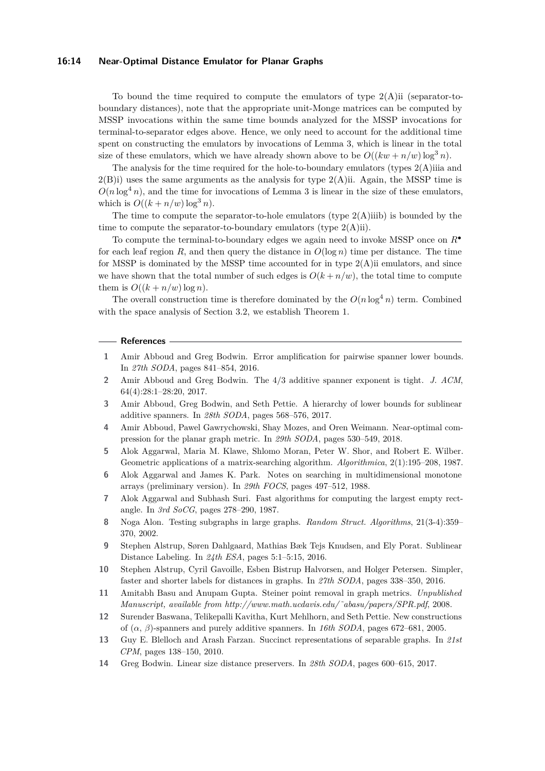To bound the time required to compute the emulators of type 2(A)ii (separator-to-boundary distances), note that the appropriate unit-Monge matrices can be computed by MSSP invocations within the same time bounds analyzed for the MSSP invocations for terminal-to-separator edges above. Hence, we only need to account for the additional time spent on constructing the emulators by invocations of Lemma 3, which is linear in the total size of these emulators, which we have already shown above to be $O((kw + n/w) \log^3 n)$.

The analysis for the time required for the hole-to-boundary emulators (types 2(A)iiia and 2(B)i) uses the same arguments as the analysis for type 2(A)ii. Again, the MSSP time is $O(n \log^4 n)$, and the time for invocations of Lemma 3 is linear in the size of these emulators, which is $O((k + n/w) \log^3 n)$.

The time to compute the separator-to-hole emulators (type 2(A)iiib) is bounded by the time to compute the separator-to-boundary emulators (type 2(A)ii).

To compute the terminal-to-boundary edges we again need to invoke MSSP once on $R^\bullet$ for each leaf region $R$, and then query the distance in $O(\log n)$ time per distance. The time for MSSP is dominated by the MSSP time accounted for in type 2(A)ii emulators, and since we have shown that the total number of such edges is $O(k + n/w)$, the total time to compute them is $O((k + n/w) \log n)$.

The overall construction time is therefore dominated by the $O(n \log^4 n)$ term. Combined with the space analysis of Section 3.2, we establish Theorem 1.

## References

1. Amir Abboud and Greg Bodwin. Error amplification for pairwise spanner lower bounds. In *27th SODA*, pages 841–854, 2016.
2. Amir Abboud and Greg Bodwin. The 4/3 additive spanner exponent is tight. *J. ACM*, 64(4):28:1–28:20, 2017.
3. Amir Abboud, Greg Bodwin, and Seth Pettie. A hierarchy of lower bounds for sublinear additive spanners. In *28th SODA*, pages 568–576, 2017.
4. Amir Abboud, Pawel Gawrychowski, Shay Mozes, and Oren Weimann. Near-optimal compression for the planar graph metric. In *29th SODA*, pages 530–549, 2018.
5. Alok Aggarwal, Maria M. Klawe, Shlomo Moran, Peter W. Shor, and Robert E. Wilber. Geometric applications of a matrix-searching algorithm. *Algorithmica*, 2(1):195–208, 1987.
6. Alok Aggarwal and James K. Park. Notes on searching in multidimensional monotone arrays (preliminary version). In *29th FOCS*, pages 497–512, 1988.
7. Alok Aggarwal and Subhash Suri. Fast algorithms for computing the largest empty rectangle. In *3rd SoCG*, pages 278–290, 1987.
8. Noga Alon. Testing subgraphs in large graphs. *Random Struct. Algorithms*, 21(3-4):359–370, 2002.
9. Stephen Alstrup, Søren Dahlgaard, Mathias Bæk Tejs Knudsen, and Ely Porat. Sublinear Distance Labeling. In *24th ESA*, pages 5:1–5:15, 2016.
10. Stephen Alstrup, Cyril Gavoille, Esben Bistrup Halvorsen, and Holger Petersen. Simpler, faster and shorter labels for distances in graphs. In *27th SODA*, pages 338–350, 2016.
11. Amitabh Basu and Anupam Gupta. Steiner point removal in graph metrics. *Unpublished Manuscript, available from http://www.math.ucdavis.edu/~abasu/papers/SPR.pdf*, 2008.
12. Surender Baswana, Telikepalli Kavitha, Kurt Mehlhorn, and Seth Pettie. New constructions of ($\alpha$, $\beta$)-spanners and purely additive spanners. In *16th SODA*, pages 672–681, 2005.
13. Guy E. Blelloch and Arash Farzan. Succinct representations of separable graphs. In *21st CPM*, pages 138–150, 2010.
14. Greg Bodwin. Linear size distance preservers. In *28th SODA*, pages 600–615, 2017.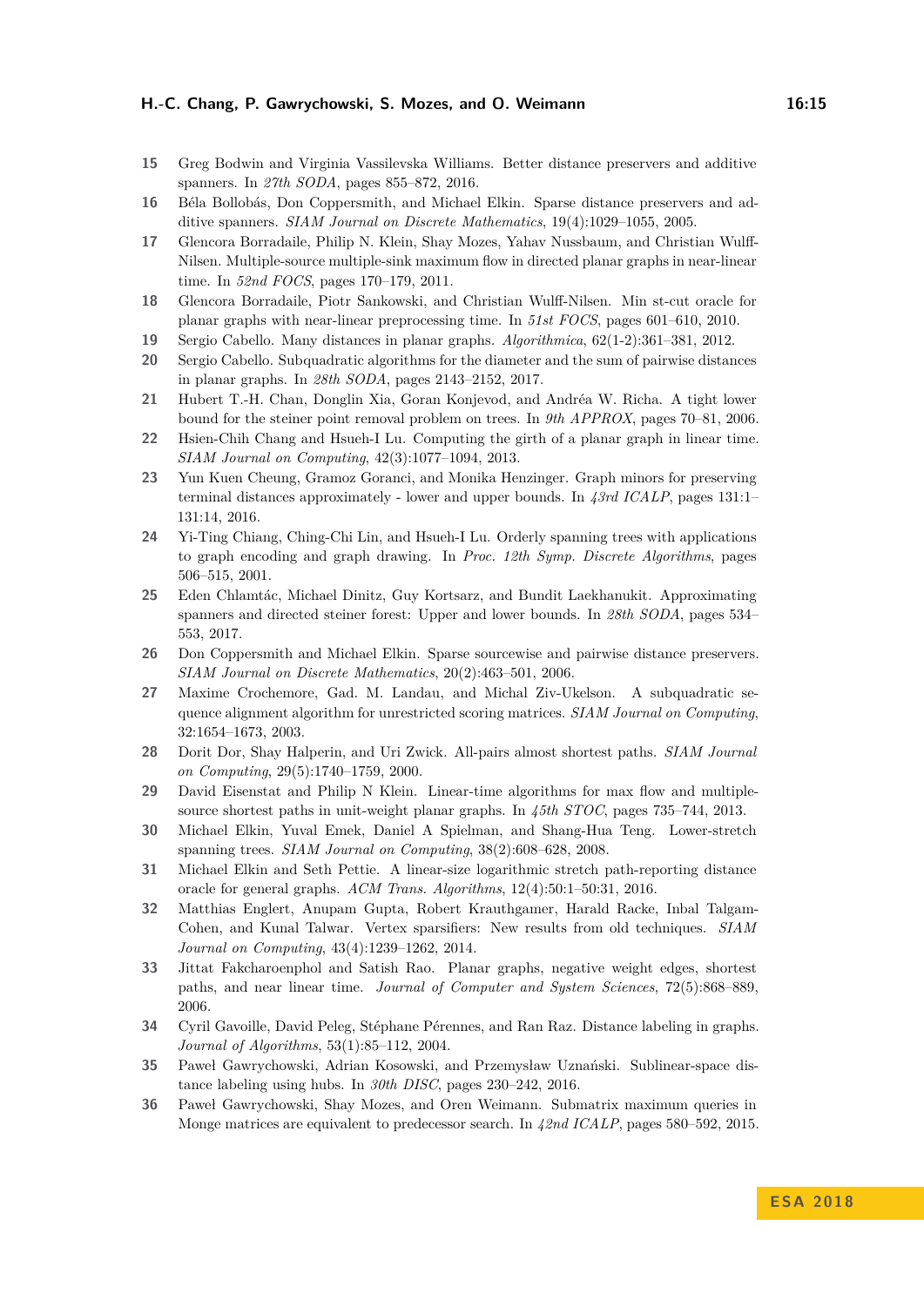15 Greg Bodwin and Virginia Vassilevska Williams. Better distance preservers and additive spanners. In *27th SODA*, pages 855–872, 2016.

16 Béla Bollobás, Don Coppersmith, and Michael Elkin. Sparse distance preservers and additive spanners. *SIAM Journal on Discrete Mathematics*, 19(4):1029–1055, 2005.

17 Glencora Borradaile, Philip N. Klein, Shay Mozes, Yahav Nussbaum, and Christian Wulff-Nilsen. Multiple-source multiple-sink maximum flow in directed planar graphs in near-linear time. In *52nd FOCS*, pages 170–179, 2011.

18 Glencora Borradaile, Piotr Sankowski, and Christian Wulff-Nilsen. Min st-cut oracle for planar graphs with near-linear preprocessing time. In *51st FOCS*, pages 601–610, 2010.

19 Sergio Cabello. Many distances in planar graphs. *Algorithmica*, 62(1-2):361–381, 2012.

20 Sergio Cabello. Subquadratic algorithms for the diameter and the sum of pairwise distances in planar graphs. In *28th SODA*, pages 2143–2152, 2017.

21 Hubert T.-H. Chan, Donglin Xia, Goran Konjevod, and Andréa W. Richa. A tight lower bound for the steiner point removal problem on trees. In *9th APPROX*, pages 70–81, 2006.

22 Hsien-Chih Chang and Hsueh-I Lu. Computing the girth of a planar graph in linear time. *SIAM Journal on Computing*, 42(3):1077–1094, 2013.

23 Yun Kuen Cheung, Gramoz Goranci, and Monika Henzinger. Graph minors for preserving terminal distances approximately - lower and upper bounds. In *43rd ICALP*, pages 131:1–131:14, 2016.

24 Yi-Ting Chiang, Ching-Chi Lin, and Hsueh-I Lu. Orderly spanning trees with applications to graph encoding and graph drawing. In *Proc. 12th Symp. Discrete Algorithms*, pages 506–515, 2001.

25 Eden Chlamtác, Michael Dinitz, Guy Kortsarz, and Bundit Laekhanukit. Approximating spanners and directed steiner forest: Upper and lower bounds. In *28th SODA*, pages 534–553, 2017.

26 Don Coppersmith and Michael Elkin. Sparse sourcewise and pairwise distance preservers. *SIAM Journal on Discrete Mathematics*, 20(2):463–501, 2006.

27 Maxime Crochemore, Gad. M. Landau, and Michal Ziv-Ukelson. A subquadratic sequence alignment algorithm for unrestricted scoring matrices. *SIAM Journal on Computing*, 32:1654–1673, 2003.

28 Dorit Dor, Shay Halperin, and Uri Zwick. All-pairs almost shortest paths. *SIAM Journal on Computing*, 29(5):1740–1759, 2000.

29 David Eisenstat and Philip N Klein. Linear-time algorithms for max flow and multiple-source shortest paths in unit-weight planar graphs. In *45th STOC*, pages 735–744, 2013.

30 Michael Elkin, Yuval Emek, Daniel A Spielman, and Shang-Hua Teng. Lower-stretch spanning trees. *SIAM Journal on Computing*, 38(2):608–628, 2008.

31 Michael Elkin and Seth Pettie. A linear-size logarithmic stretch path-reporting distance oracle for general graphs. *ACM Trans. Algorithms*, 12(4):50:1–50:31, 2016.

32 Matthias Englert, Anupam Gupta, Robert Krauthgamer, Harald Racke, Inbal Talgam-Cohen, and Kunal Talwar. Vertex sparsifiers: New results from old techniques. *SIAM Journal on Computing*, 43(4):1239–1262, 2014.

33 Jittat Fakcharoenphol and Satish Rao. Planar graphs, negative weight edges, shortest paths, and near linear time. *Journal of Computer and System Sciences*, 72(5):868–889, 2006.

34 Cyril Gavoille, David Peleg, Stéphane Pérennes, and Ran Raz. Distance labeling in graphs. *Journal of Algorithms*, 53(1):85–112, 2004.

35 Paweł Gawrychowski, Adrian Kosowski, and Przemysław Uznański. Sublinear-space distance labeling using hubs. In *30th DISC*, pages 230–242, 2016.

36 Paweł Gawrychowski, Shay Mozes, and Oren Weimann. Submatrix maximum queries in Monge matrices are equivalent to predecessor search. In *42nd ICALP*, pages 580–592, 2015.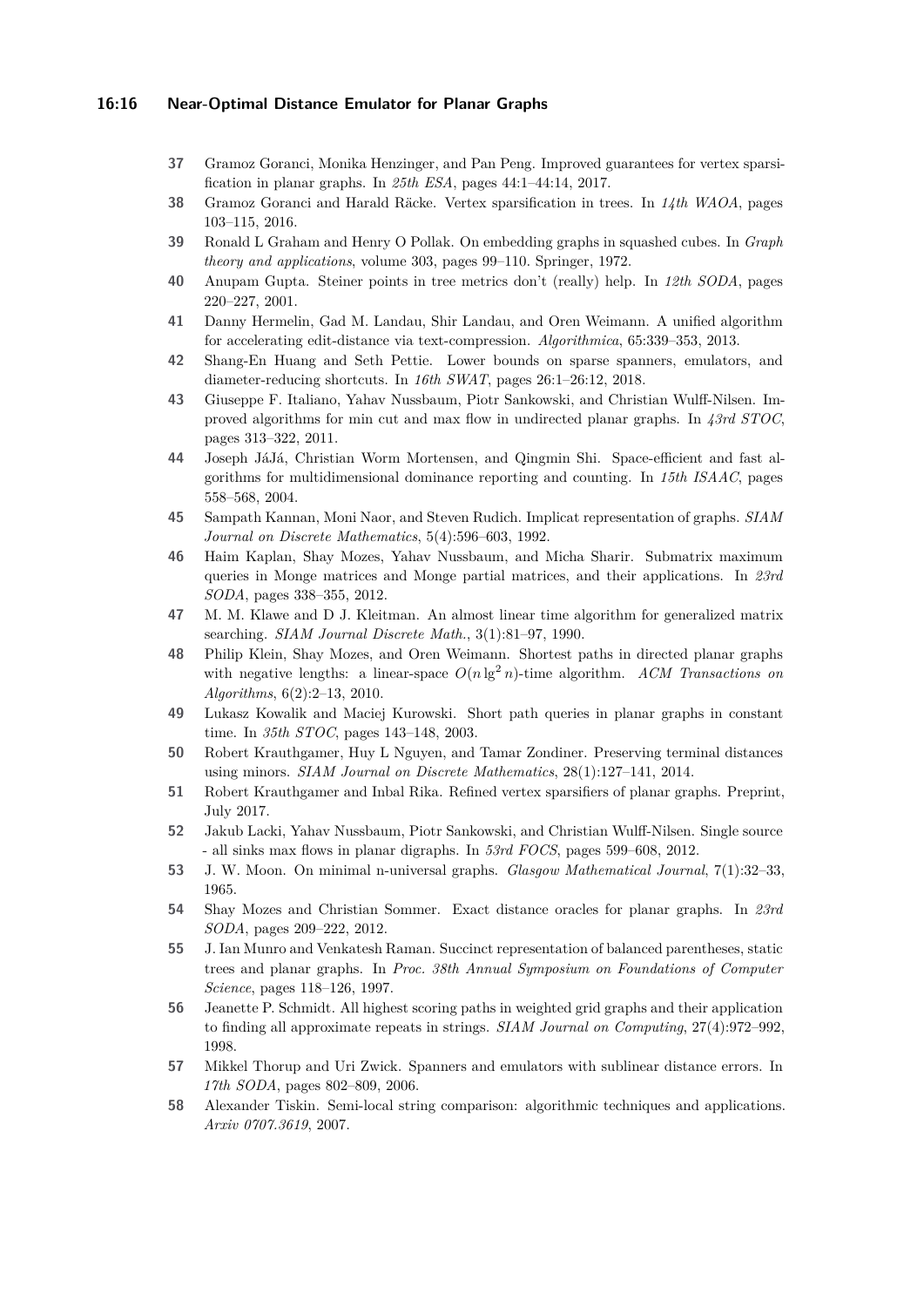37 Gramoz Goranci, Monika Henzinger, and Pan Peng. Improved guarantees for vertex sparsification in planar graphs. In *25th ESA*, pages 44:1–44:14, 2017.

38 Gramoz Goranci and Harald Räcke. Vertex sparsification in trees. In *14th WAOA*, pages 103–115, 2016.

39 Ronald L Graham and Henry O Pollak. On embedding graphs in squashed cubes. In *Graph theory and applications*, volume 303, pages 99–110. Springer, 1972.

40 Anupam Gupta. Steiner points in tree metrics don't (really) help. In *12th SODA*, pages 220–227, 2001.

41 Danny Hermelin, Gad M. Landau, Shir Landau, and Oren Weimann. A unified algorithm for accelerating edit-distance via text-compression. *Algorithmica*, 65:339–353, 2013.

42 Shang-En Huang and Seth Pettie. Lower bounds on sparse spanners, emulators, and diameter-reducing shortcuts. In *16th SWAT*, pages 26:1–26:12, 2018.

43 Giuseppe F. Italiano, Yahav Nussbaum, Piotr Sankowski, and Christian Wulff-Nilsen. Improved algorithms for min cut and max flow in undirected planar graphs. In *43rd STOC*, pages 313–322, 2011.

44 Joseph JáJá, Christian Worm Mortensen, and Qingmin Shi. Space-efficient and fast algorithms for multidimensional dominance reporting and counting. In *15th ISAAC*, pages 558–568, 2004.

45 Sampath Kannan, Moni Naor, and Steven Rudich. Implicat representation of graphs. *SIAM Journal on Discrete Mathematics*, 5(4):596–603, 1992.

46 Haim Kaplan, Shay Mozes, Yahav Nussbaum, and Micha Sharir. Submatrix maximum queries in Monge matrices and Monge partial matrices, and their applications. In *23rd SODA*, pages 338–355, 2012.

47 M. M. Klawe and D J. Kleitman. An almost linear time algorithm for generalized matrix searching. *SIAM Journal Discrete Math.*, 3(1):81–97, 1990.

48 Philip Klein, Shay Mozes, and Oren Weimann. Shortest paths in directed planar graphs with negative lengths: a linear-space $O(n \lg^2 n)$-time algorithm. *ACM Transactions on Algorithms*, 6(2):2–13, 2010.

49 Lukasz Kowalik and Maciej Kurowski. Short path queries in planar graphs in constant time. In *35th STOC*, pages 143–148, 2003.

50 Robert Krauthgamer, Huy L Nguyen, and Tamar Zondiner. Preserving terminal distances using minors. *SIAM Journal on Discrete Mathematics*, 28(1):127–141, 2014.

51 Robert Krauthgamer and Inbal Rika. Refined vertex sparsifiers of planar graphs. Preprint, July 2017.

52 Jakub Lacki, Yahav Nussbaum, Piotr Sankowski, and Christian Wulff-Nilsen. Single source - all sinks max flows in planar digraphs. In *53rd FOCS*, pages 599–608, 2012.

53 J. W. Moon. On minimal n-universal graphs. *Glasgow Mathematical Journal*, 7(1):32–33, 1965.

54 Shay Mozes and Christian Sommer. Exact distance oracles for planar graphs. In *23rd SODA*, pages 209–222, 2012.

55 J. Ian Munro and Venkatesh Raman. Succinct representation of balanced parentheses, static trees and planar graphs. In *Proc. 38th Annual Symposium on Foundations of Computer Science*, pages 118–126, 1997.

56 Jeanette P. Schmidt. All highest scoring paths in weighted grid graphs and their application to finding all approximate repeats in strings. *SIAM Journal on Computing*, 27(4):972–992, 1998.

57 Mikkel Thorup and Uri Zwick. Spanners and emulators with sublinear distance errors. In *17th SODA*, pages 802–809, 2006.

58 Alexander Tiskin. Semi-local string comparison: algorithmic techniques and applications. *Arxiv 0707.3619*, 2007.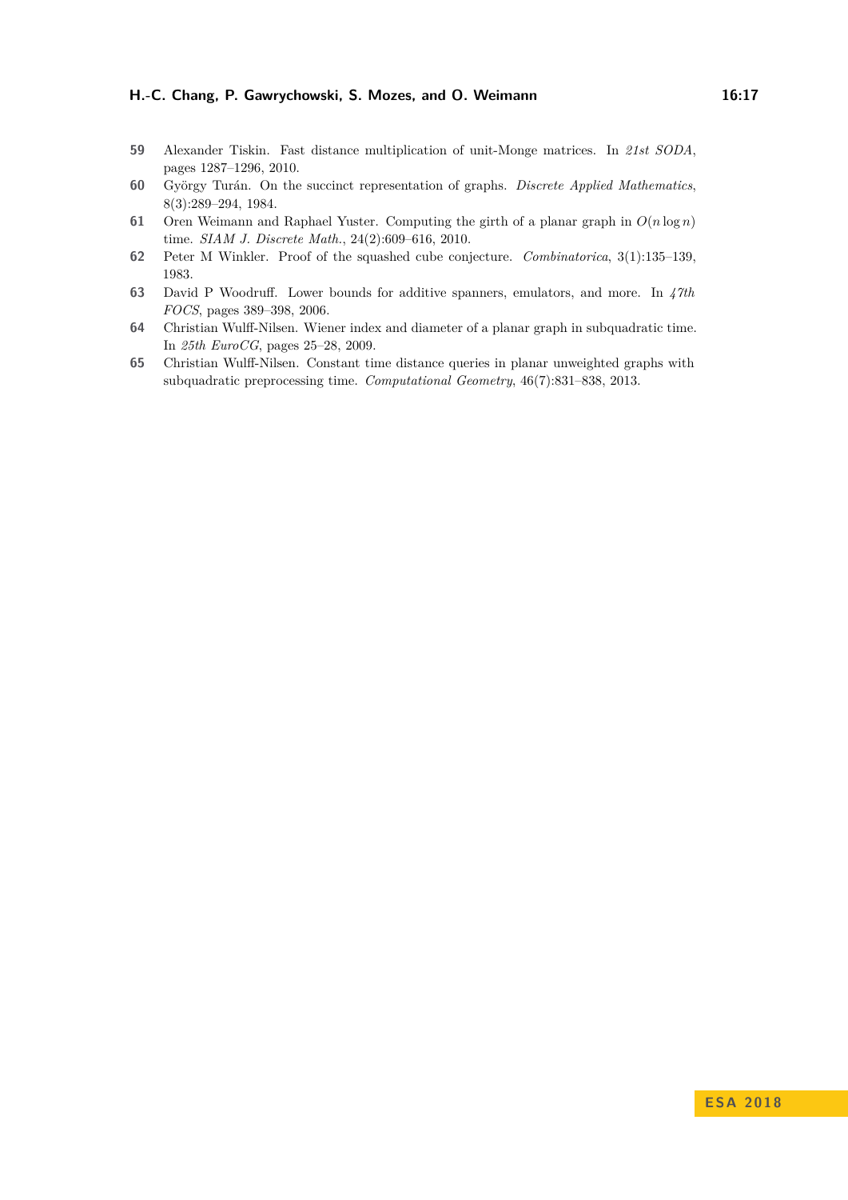59 Alexander Tiskin. Fast distance multiplication of unit-Monge matrices. In *21st SODA*, pages 1287–1296, 2010.

60 György Turán. On the succinct representation of graphs. *Discrete Applied Mathematics*, 8(3):289–294, 1984.

61 Oren Weimann and Raphael Yuster. Computing the girth of a planar graph in $O(n \log n)$ time. *SIAM J. Discrete Math.*, 24(2):609–616, 2010.

62 Peter M Winkler. Proof of the squashed cube conjecture. *Combinatorica*, 3(1):135–139, 1983.

63 David P Woodruff. Lower bounds for additive spanners, emulators, and more. In *47th FOCS*, pages 389–398, 2006.

64 Christian Wulff-Nilsen. Wiener index and diameter of a planar graph in subquadratic time. In *25th EuroCG*, pages 25–28, 2009.

65 Christian Wulff-Nilsen. Constant time distance queries in planar unweighted graphs with subquadratic preprocessing time. *Computational Geometry*, 46(7):831–838, 2013.